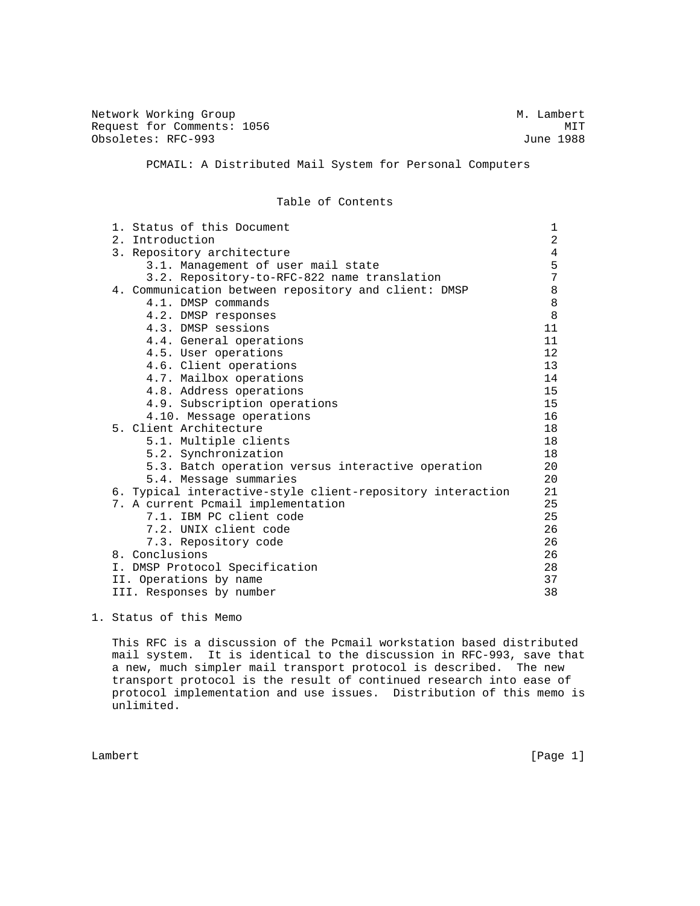Network Working Group M. Lambert
Request for Comments: 1056 MIT
Obsoletes: RFC-993 June 1988

# PCMAIL: A Distributed Mail System for Personal Computers

## Table of Contents

| Section | Page |
|---|---|
| 1. Status of this Document | 1 |
| 2. Introduction | 2 |
| 3. Repository architecture | 4 |
| 3.1. Management of user mail state | 5 |
| 3.2. Repository-to-RFC-822 name translation | 7 |
| 4. Communication between repository and client: DMSP | 8 |
| 4.1. DMSP commands | 8 |
| 4.2. DMSP responses | 8 |
| 4.3. DMSP sessions | 11 |
| 4.4. General operations | 11 |
| 4.5. User operations | 12 |
| 4.6. Client operations | 13 |
| 4.7. Mailbox operations | 14 |
| 4.8. Address operations | 15 |
| 4.9. Subscription operations | 15 |
| 4.10. Message operations | 16 |
| 5. Client Architecture | 18 |
| 5.1. Multiple clients | 18 |
| 5.2. Synchronization | 18 |
| 5.3. Batch operation versus interactive operation | 20 |
| 5.4. Message summaries | 20 |
| 6. Typical interactive-style client-repository interaction | 21 |
| 7. A current Pcmail implementation | 25 |
| 7.1. IBM PC client code | 25 |
| 7.2. UNIX client code | 26 |
| 7.3. Repository code | 26 |
| 8. Conclusions | 26 |
| I. DMSP Protocol Specification | 28 |
| II. Operations by name | 37 |
| III. Responses by number | 38 |

## 1. Status of this Memo

This RFC is a discussion of the Pcmail workstation based distributed mail system. It is identical to the discussion in RFC-993, save that a new, much simpler mail transport protocol is described. The new transport protocol is the result of continued research into ease of protocol implementation and use issues. Distribution of this memo is unlimited.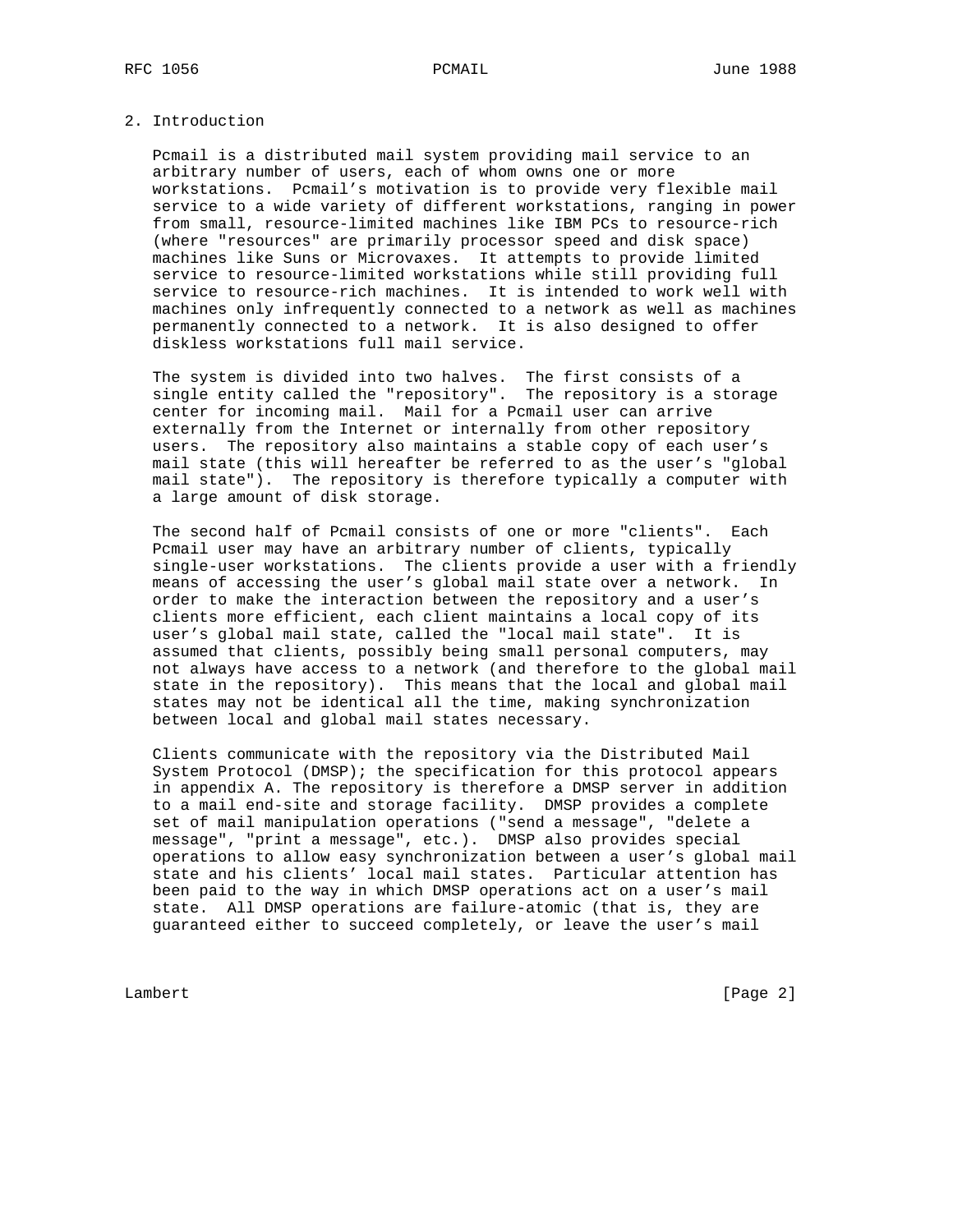## 2. Introduction

Pcmail is a distributed mail system providing mail service to an arbitrary number of users, each of whom owns one or more workstations. Pcmail's motivation is to provide very flexible mail service to a wide variety of different workstations, ranging in power from small, resource-limited machines like IBM PCs to resource-rich (where "resources" are primarily processor speed and disk space) machines like Suns or Microvaxes. It attempts to provide limited service to resource-limited workstations while still providing full service to resource-rich machines. It is intended to work well with machines only infrequently connected to a network as well as machines permanently connected to a network. It is also designed to offer diskless workstations full mail service.

The system is divided into two halves. The first consists of a single entity called the "repository". The repository is a storage center for incoming mail. Mail for a Pcmail user can arrive externally from the Internet or internally from other repository users. The repository also maintains a stable copy of each user's mail state (this will hereafter be referred to as the user's "global mail state"). The repository is therefore typically a computer with a large amount of disk storage.

The second half of Pcmail consists of one or more "clients". Each Pcmail user may have an arbitrary number of clients, typically single-user workstations. The clients provide a user with a friendly means of accessing the user's global mail state over a network. In order to make the interaction between the repository and a user's clients more efficient, each client maintains a local copy of its user's global mail state, called the "local mail state". It is assumed that clients, possibly being small personal computers, may not always have access to a network (and therefore to the global mail state in the repository). This means that the local and global mail states may not be identical all the time, making synchronization between local and global mail states necessary.

Clients communicate with the repository via the Distributed Mail System Protocol (DMSP); the specification for this protocol appears in appendix A. The repository is therefore a DMSP server in addition to a mail end-site and storage facility. DMSP provides a complete set of mail manipulation operations ("send a message", "delete a message", "print a message", etc.). DMSP also provides special operations to allow easy synchronization between a user's global mail state and his clients' local mail states. Particular attention has been paid to the way in which DMSP operations act on a user's mail state. All DMSP operations are failure-atomic (that is, they are guaranteed either to succeed completely, or leave the user's mail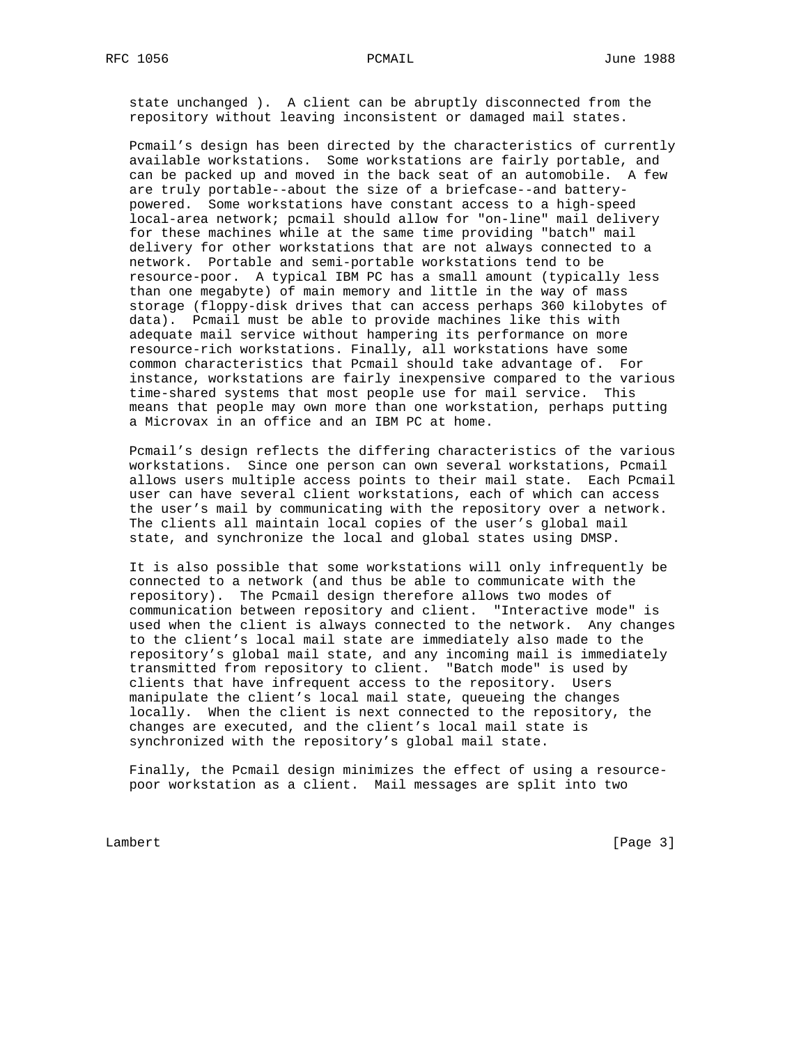state unchanged ). A client can be abruptly disconnected from the repository without leaving inconsistent or damaged mail states.

Pcmail's design has been directed by the characteristics of currently available workstations. Some workstations are fairly portable, and can be packed up and moved in the back seat of an automobile. A few are truly portable--about the size of a briefcase--and battery-powered. Some workstations have constant access to a high-speed local-area network; pcmail should allow for "on-line" mail delivery for these machines while at the same time providing "batch" mail delivery for other workstations that are not always connected to a network. Portable and semi-portable workstations tend to be resource-poor. A typical IBM PC has a small amount (typically less than one megabyte) of main memory and little in the way of mass storage (floppy-disk drives that can access perhaps 360 kilobytes of data). Pcmail must be able to provide machines like this with adequate mail service without hampering its performance on more resource-rich workstations. Finally, all workstations have some common characteristics that Pcmail should take advantage of. For instance, workstations are fairly inexpensive compared to the various time-shared systems that most people use for mail service. This means that people may own more than one workstation, perhaps putting a Microvax in an office and an IBM PC at home.

Pcmail's design reflects the differing characteristics of the various workstations. Since one person can own several workstations, Pcmail allows users multiple access points to their mail state. Each Pcmail user can have several client workstations, each of which can access the user's mail by communicating with the repository over a network. The clients all maintain local copies of the user's global mail state, and synchronize the local and global states using DMSP.

It is also possible that some workstations will only infrequently be connected to a network (and thus be able to communicate with the repository). The Pcmail design therefore allows two modes of communication between repository and client. "Interactive mode" is used when the client is always connected to the network. Any changes to the client's local mail state are immediately also made to the repository's global mail state, and any incoming mail is immediately transmitted from repository to client. "Batch mode" is used by clients that have infrequent access to the repository. Users manipulate the client's local mail state, queueing the changes locally. When the client is next connected to the repository, the changes are executed, and the client's local mail state is synchronized with the repository's global mail state.

Finally, the Pcmail design minimizes the effect of using a resource-poor workstation as a client. Mail messages are split into two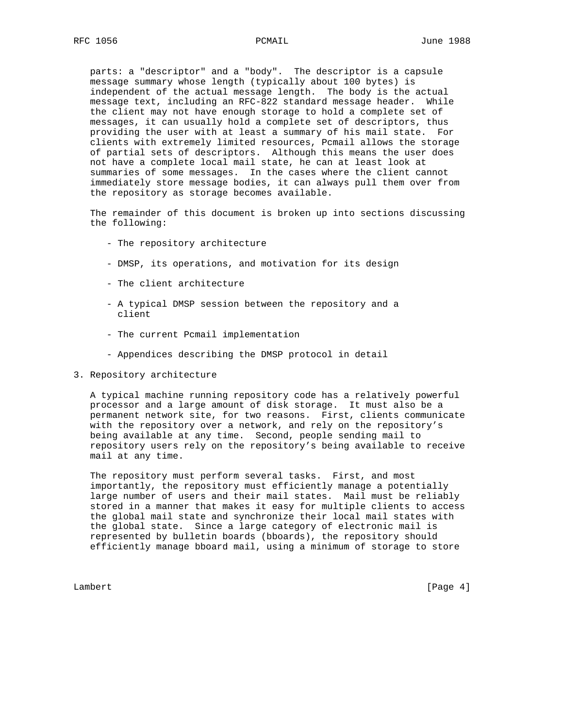parts: a "descriptor" and a "body". The descriptor is a capsule message summary whose length (typically about 100 bytes) is independent of the actual message length. The body is the actual message text, including an RFC-822 standard message header. While the client may not have enough storage to hold a complete set of messages, it can usually hold a complete set of descriptors, thus providing the user with at least a summary of his mail state. For clients with extremely limited resources, Pcmail allows the storage of partial sets of descriptors. Although this means the user does not have a complete local mail state, he can at least look at summaries of some messages. In the cases where the client cannot immediately store message bodies, it can always pull them over from the repository as storage becomes available.

The remainder of this document is broken up into sections discussing the following:

- The repository architecture
- DMSP, its operations, and motivation for its design
- The client architecture
- A typical DMSP session between the repository and a client
- The current Pcmail implementation
- Appendices describing the DMSP protocol in detail

## 3. Repository architecture

A typical machine running repository code has a relatively powerful processor and a large amount of disk storage. It must also be a permanent network site, for two reasons. First, clients communicate with the repository over a network, and rely on the repository's being available at any time. Second, people sending mail to repository users rely on the repository's being available to receive mail at any time.

The repository must perform several tasks. First, and most importantly, the repository must efficiently manage a potentially large number of users and their mail states. Mail must be reliably stored in a manner that makes it easy for multiple clients to access the global mail state and synchronize their local mail states with the global state. Since a large category of electronic mail is represented by bulletin boards (bboards), the repository should efficiently manage bboard mail, using a minimum of storage to store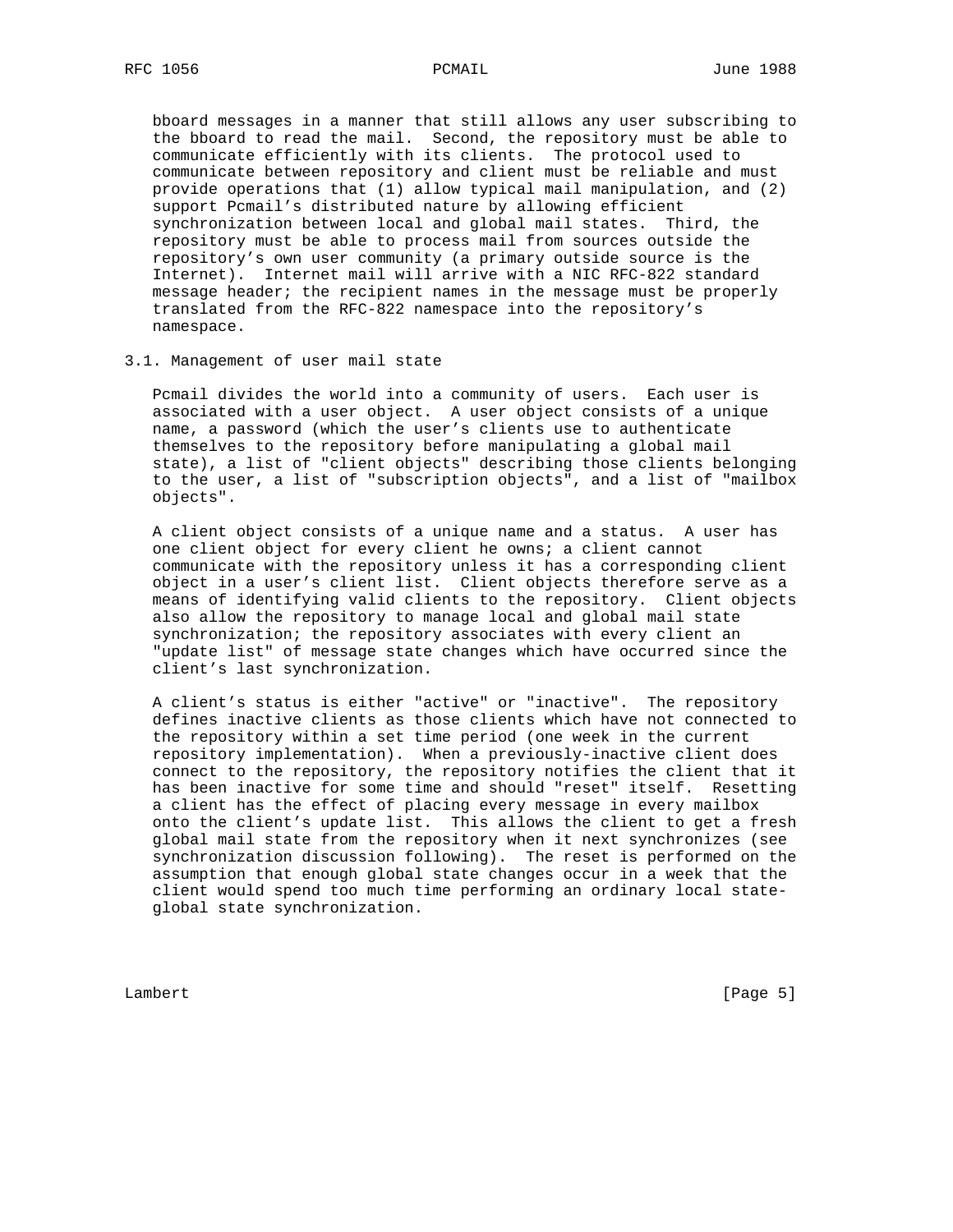bboard messages in a manner that still allows any user subscribing to the bboard to read the mail. Second, the repository must be able to communicate efficiently with its clients. The protocol used to communicate between repository and client must be reliable and must provide operations that (1) allow typical mail manipulation, and (2) support Pcmail's distributed nature by allowing efficient synchronization between local and global mail states. Third, the repository must be able to process mail from sources outside the repository's own user community (a primary outside source is the Internet). Internet mail will arrive with a NIC RFC-822 standard message header; the recipient names in the message must be properly translated from the RFC-822 namespace into the repository's namespace.

## 3.1. Management of user mail state

Pcmail divides the world into a community of users. Each user is associated with a user object. A user object consists of a unique name, a password (which the user's clients use to authenticate themselves to the repository before manipulating a global mail state), a list of "client objects" describing those clients belonging to the user, a list of "subscription objects", and a list of "mailbox objects".

A client object consists of a unique name and a status. A user has one client object for every client he owns; a client cannot communicate with the repository unless it has a corresponding client object in a user's client list. Client objects therefore serve as a means of identifying valid clients to the repository. Client objects also allow the repository to manage local and global mail state synchronization; the repository associates with every client an "update list" of message state changes which have occurred since the client's last synchronization.

A client's status is either "active" or "inactive". The repository defines inactive clients as those clients which have not connected to the repository within a set time period (one week in the current repository implementation). When a previously-inactive client does connect to the repository, the repository notifies the client that it has been inactive for some time and should "reset" itself. Resetting a client has the effect of placing every message in every mailbox onto the client's update list. This allows the client to get a fresh global mail state from the repository when it next synchronizes (see synchronization discussion following). The reset is performed on the assumption that enough global state changes occur in a week that the client would spend too much time performing an ordinary local state-global state synchronization.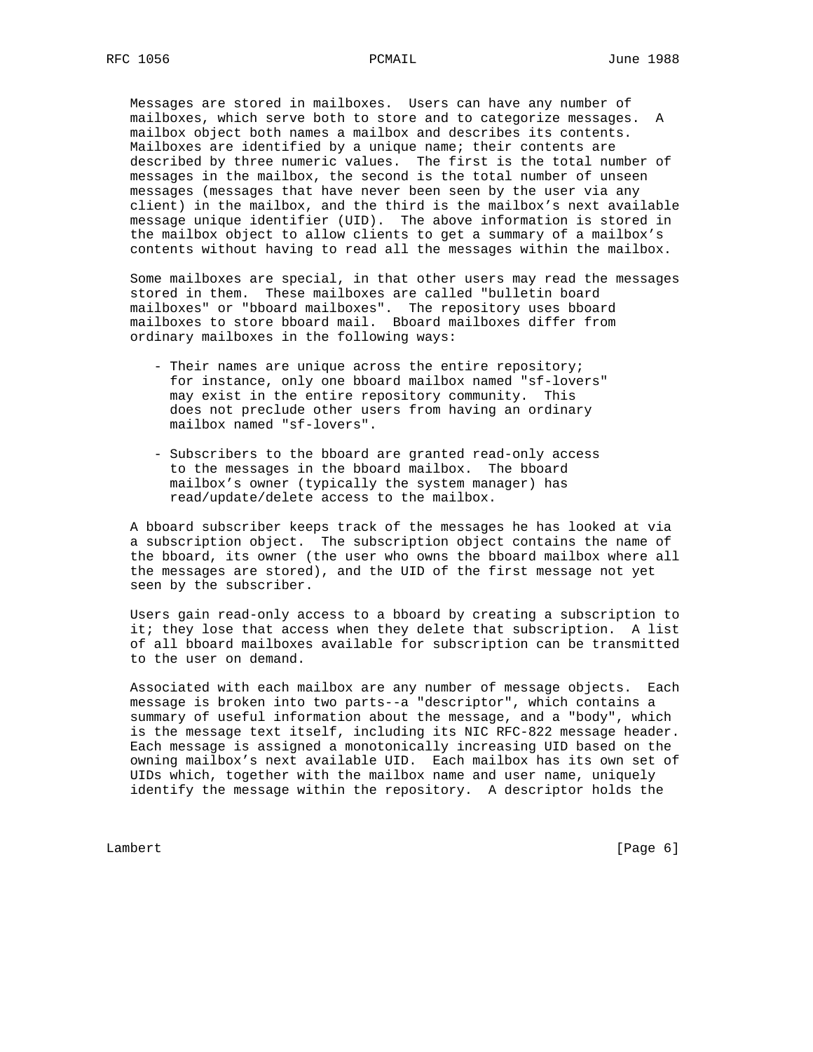Messages are stored in mailboxes. Users can have any number of mailboxes, which serve both to store and to categorize messages. A mailbox object both names a mailbox and describes its contents. Mailboxes are identified by a unique name; their contents are described by three numeric values. The first is the total number of messages in the mailbox, the second is the total number of unseen messages (messages that have never been seen by the user via any client) in the mailbox, and the third is the mailbox's next available message unique identifier (UID). The above information is stored in the mailbox object to allow clients to get a summary of a mailbox's contents without having to read all the messages within the mailbox.

Some mailboxes are special, in that other users may read the messages stored in them. These mailboxes are called "bulletin board mailboxes" or "bboard mailboxes". The repository uses bboard mailboxes to store bboard mail. Bboard mailboxes differ from ordinary mailboxes in the following ways:

- Their names are unique across the entire repository; for instance, only one bboard mailbox named "sf-lovers" may exist in the entire repository community. This does not preclude other users from having an ordinary mailbox named "sf-lovers".

- Subscribers to the bboard are granted read-only access to the messages in the bboard mailbox. The bboard mailbox's owner (typically the system manager) has read/update/delete access to the mailbox.

A bboard subscriber keeps track of the messages he has looked at via a subscription object. The subscription object contains the name of the bboard, its owner (the user who owns the bboard mailbox where all the messages are stored), and the UID of the first message not yet seen by the subscriber.

Users gain read-only access to a bboard by creating a subscription to it; they lose that access when they delete that subscription. A list of all bboard mailboxes available for subscription can be transmitted to the user on demand.

Associated with each mailbox are any number of message objects. Each message is broken into two parts--a "descriptor", which contains a summary of useful information about the message, and a "body", which is the message text itself, including its NIC RFC-822 message header. Each message is assigned a monotonically increasing UID based on the owning mailbox's next available UID. Each mailbox has its own set of UIDs which, together with the mailbox name and user name, uniquely identify the message within the repository. A descriptor holds the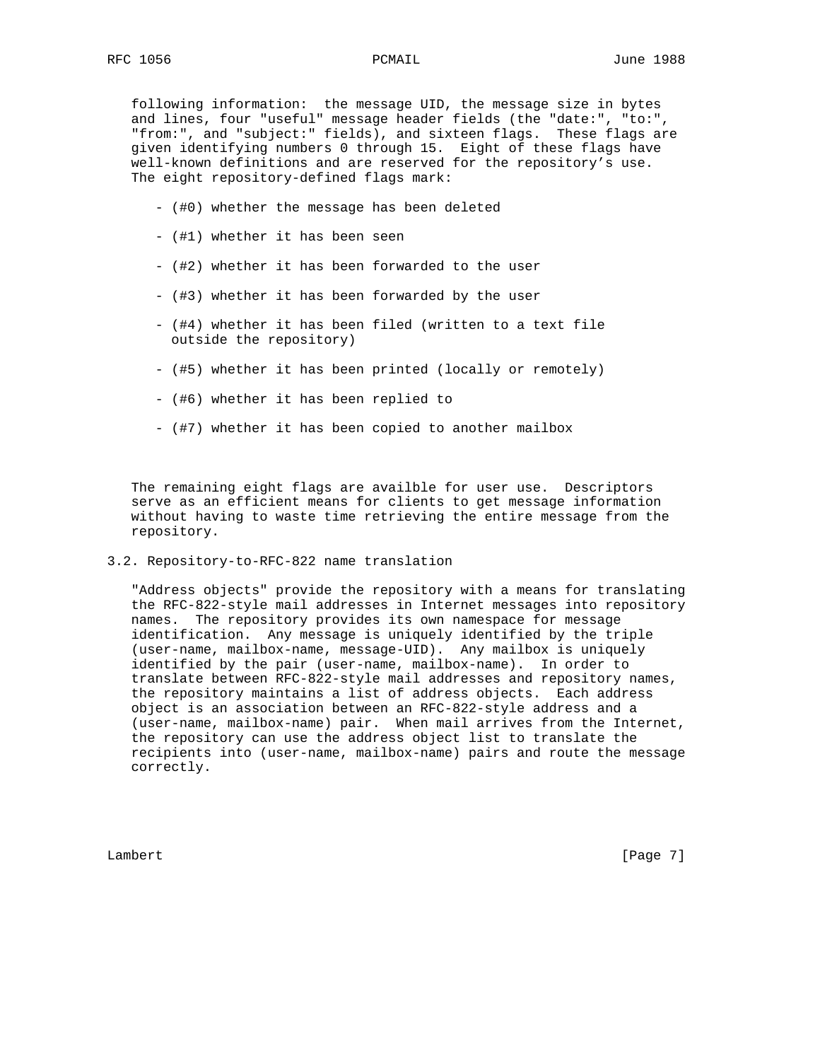following information: the message UID, the message size in bytes and lines, four "useful" message header fields (the "date:", "to:", "from:", and "subject:" fields), and sixteen flags. These flags are given identifying numbers 0 through 15. Eight of these flags have well-known definitions and are reserved for the repository's use. The eight repository-defined flags mark:

- (#0) whether the message has been deleted
- (#1) whether it has been seen
- (#2) whether it has been forwarded to the user
- (#3) whether it has been forwarded by the user
- (#4) whether it has been filed (written to a text file outside the repository)
- (#5) whether it has been printed (locally or remotely)
- (#6) whether it has been replied to
- (#7) whether it has been copied to another mailbox

The remaining eight flags are availble for user use. Descriptors serve as an efficient means for clients to get message information without having to waste time retrieving the entire message from the repository.

### 3.2. Repository-to-RFC-822 name translation

"Address objects" provide the repository with a means for translating the RFC-822-style mail addresses in Internet messages into repository names. The repository provides its own namespace for message identification. Any message is uniquely identified by the triple (user-name, mailbox-name, message-UID). Any mailbox is uniquely identified by the pair (user-name, mailbox-name). In order to translate between RFC-822-style mail addresses and repository names, the repository maintains a list of address objects. Each address object is an association between an RFC-822-style address and a (user-name, mailbox-name) pair. When mail arrives from the Internet, the repository can use the address object list to translate the recipients into (user-name, mailbox-name) pairs and route the message correctly.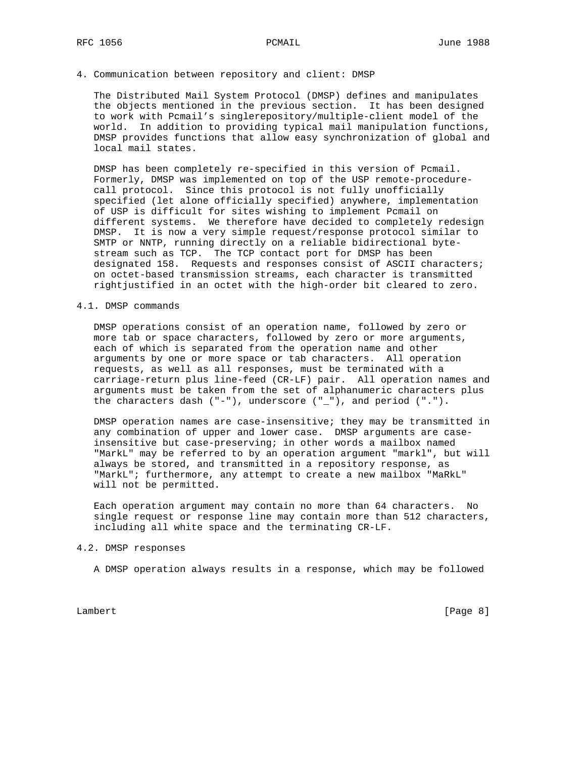## 4. Communication between repository and client: DMSP

The Distributed Mail System Protocol (DMSP) defines and manipulates the objects mentioned in the previous section. It has been designed to work with Pcmail's singlerepository/multiple-client model of the world. In addition to providing typical mail manipulation functions, DMSP provides functions that allow easy synchronization of global and local mail states.

DMSP has been completely re-specified in this version of Pcmail. Formerly, DMSP was implemented on top of the USP remote-procedure-call protocol. Since this protocol is not fully unofficially specified (let alone officially specified) anywhere, implementation of USP is difficult for sites wishing to implement Pcmail on different systems. We therefore have decided to completely redesign DMSP. It is now a very simple request/response protocol similar to SMTP or NNTP, running directly on a reliable bidirectional byte-stream such as TCP. The TCP contact port for DMSP has been designated 158. Requests and responses consist of ASCII characters; on octet-based transmission streams, each character is transmitted rightjustified in an octet with the high-order bit cleared to zero.

### 4.1. DMSP commands

DMSP operations consist of an operation name, followed by zero or more tab or space characters, followed by zero or more arguments, each of which is separated from the operation name and other arguments by one or more space or tab characters. All operation requests, as well as all responses, must be terminated with a carriage-return plus line-feed (CR-LF) pair. All operation names and arguments must be taken from the set of alphanumeric characters plus the characters dash ("-"), underscore ("_"), and period (".").

DMSP operation names are case-insensitive; they may be transmitted in any combination of upper and lower case. DMSP arguments are case-insensitive but case-preserving; in other words a mailbox named "MarkL" may be referred to by an operation argument "markl", but will always be stored, and transmitted in a repository response, as "MarkL"; furthermore, any attempt to create a new mailbox "MaRkL" will not be permitted.

Each operation argument may contain no more than 64 characters. No single request or response line may contain more than 512 characters, including all white space and the terminating CR-LF.

### 4.2. DMSP responses

A DMSP operation always results in a response, which may be followed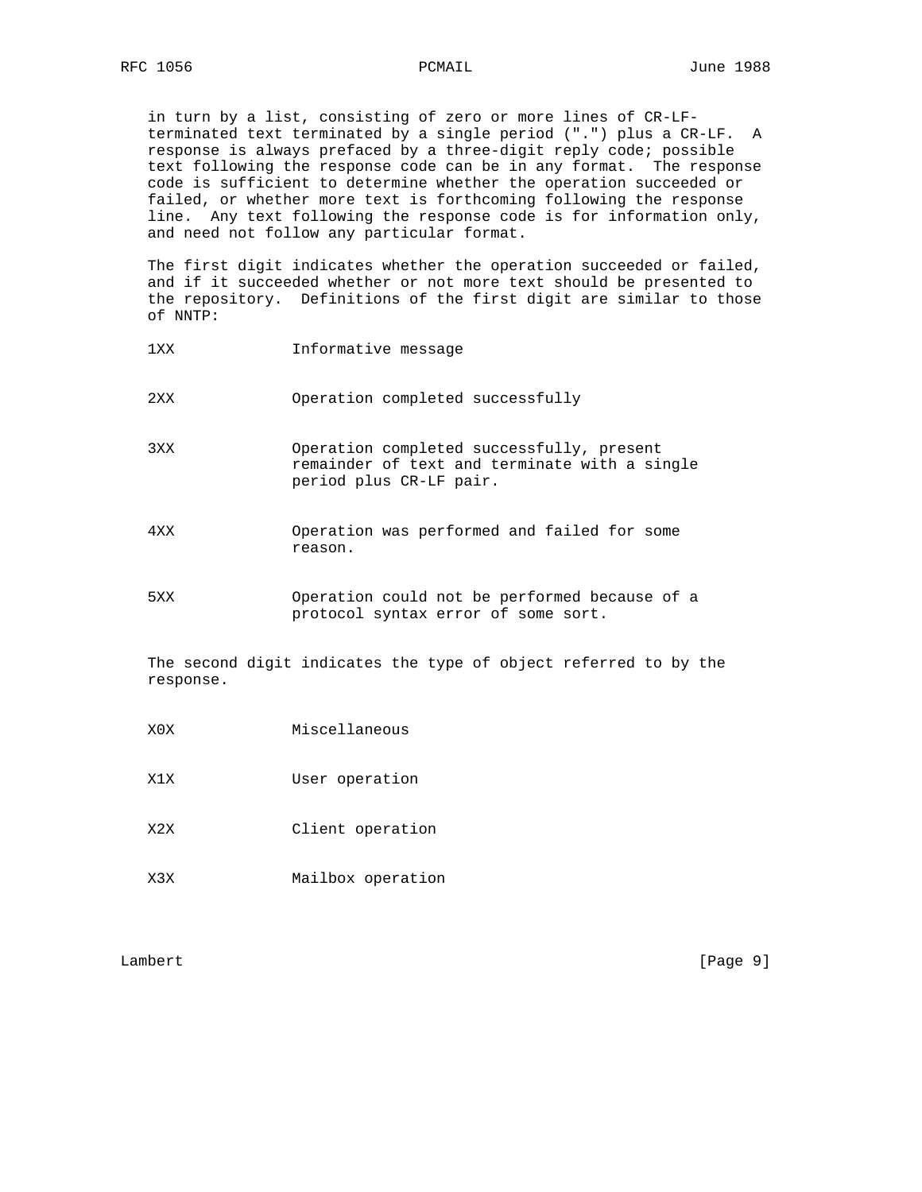in turn by a list, consisting of zero or more lines of CR-LF-terminated text terminated by a single period (".") plus a CR-LF. A response is always prefaced by a three-digit reply code; possible text following the response code can be in any format. The response code is sufficient to determine whether the operation succeeded or failed, or whether more text is forthcoming following the response line. Any text following the response code is for information only, and need not follow any particular format.

The first digit indicates whether the operation succeeded or failed, and if it succeeded whether or not more text should be presented to the repository. Definitions of the first digit are similar to those of NNTP:

| | |
|---|---|
| 1XX | Informative message |
| 2XX | Operation completed successfully |
| 3XX | Operation completed successfully, present remainder of text and terminate with a single period plus CR-LF pair. |
| 4XX | Operation was performed and failed for some reason. |
| 5XX | Operation could not be performed because of a protocol syntax error of some sort. |

The second digit indicates the type of object referred to by the response.

| | |
|---|---|
| X0X | Miscellaneous |
| X1X | User operation |
| X2X | Client operation |
| X3X | Mailbox operation |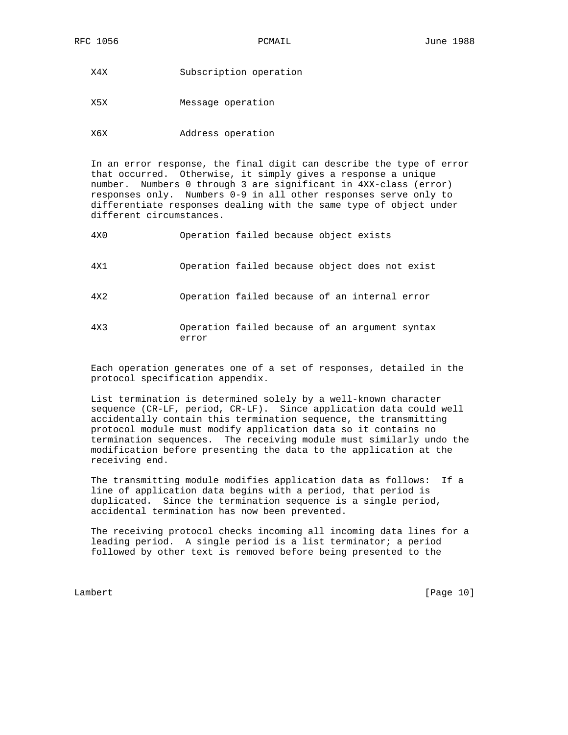| | |
|---|---|
| X4X | Subscription operation |
| X5X | Message operation |
| X6X | Address operation |

In an error response, the final digit can describe the type of error that occurred. Otherwise, it simply gives a response a unique number. Numbers 0 through 3 are significant in 4XX-class (error) responses only. Numbers 0-9 in all other responses serve only to differentiate responses dealing with the same type of object under different circumstances.

| | |
|---|---|
| 4X0 | Operation failed because object exists |
| 4X1 | Operation failed because object does not exist |
| 4X2 | Operation failed because of an internal error |
| 4X3 | Operation failed because of an argument syntax error |

Each operation generates one of a set of responses, detailed in the protocol specification appendix.

List termination is determined solely by a well-known character sequence (CR-LF, period, CR-LF). Since application data could well accidentally contain this termination sequence, the transmitting protocol module must modify application data so it contains no termination sequences. The receiving module must similarly undo the modification before presenting the data to the application at the receiving end.

The transmitting module modifies application data as follows: If a line of application data begins with a period, that period is duplicated. Since the termination sequence is a single period, accidental termination has now been prevented.

The receiving protocol checks incoming all incoming data lines for a leading period. A single period is a list terminator; a period followed by other text is removed before being presented to the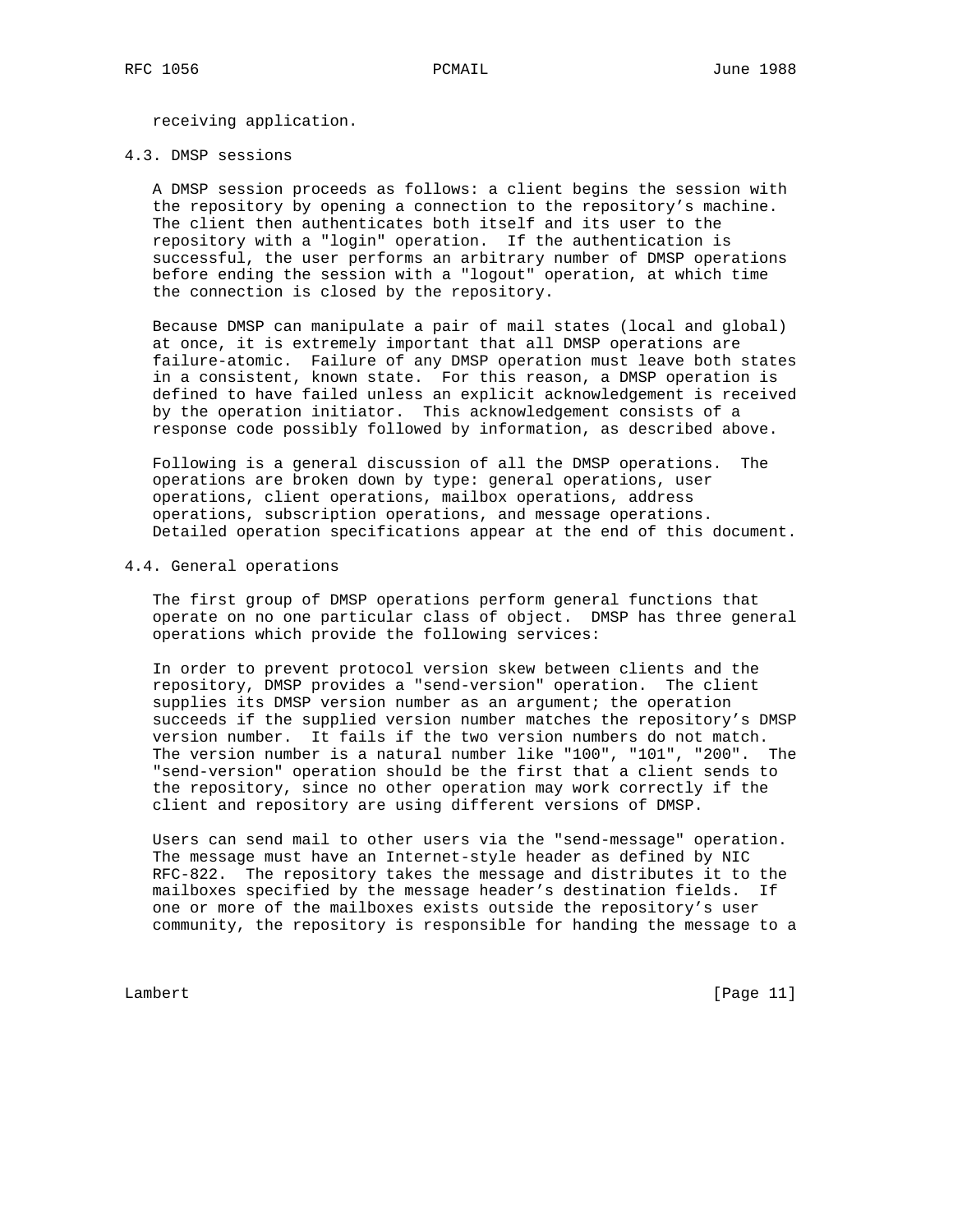receiving application.

### 4.3. DMSP sessions

A DMSP session proceeds as follows: a client begins the session with the repository by opening a connection to the repository's machine. The client then authenticates both itself and its user to the repository with a "login" operation. If the authentication is successful, the user performs an arbitrary number of DMSP operations before ending the session with a "logout" operation, at which time the connection is closed by the repository.

Because DMSP can manipulate a pair of mail states (local and global) at once, it is extremely important that all DMSP operations are failure-atomic. Failure of any DMSP operation must leave both states in a consistent, known state. For this reason, a DMSP operation is defined to have failed unless an explicit acknowledgement is received by the operation initiator. This acknowledgement consists of a response code possibly followed by information, as described above.

Following is a general discussion of all the DMSP operations. The operations are broken down by type: general operations, user operations, client operations, mailbox operations, address operations, subscription operations, and message operations. Detailed operation specifications appear at the end of this document.

### 4.4. General operations

The first group of DMSP operations perform general functions that operate on no one particular class of object. DMSP has three general operations which provide the following services:

In order to prevent protocol version skew between clients and the repository, DMSP provides a "send-version" operation. The client supplies its DMSP version number as an argument; the operation succeeds if the supplied version number matches the repository's DMSP version number. It fails if the two version numbers do not match. The version number is a natural number like "100", "101", "200". The "send-version" operation should be the first that a client sends to the repository, since no other operation may work correctly if the client and repository are using different versions of DMSP.

Users can send mail to other users via the "send-message" operation. The message must have an Internet-style header as defined by NIC RFC-822. The repository takes the message and distributes it to the mailboxes specified by the message header's destination fields. If one or more of the mailboxes exists outside the repository's user community, the repository is responsible for handing the message to a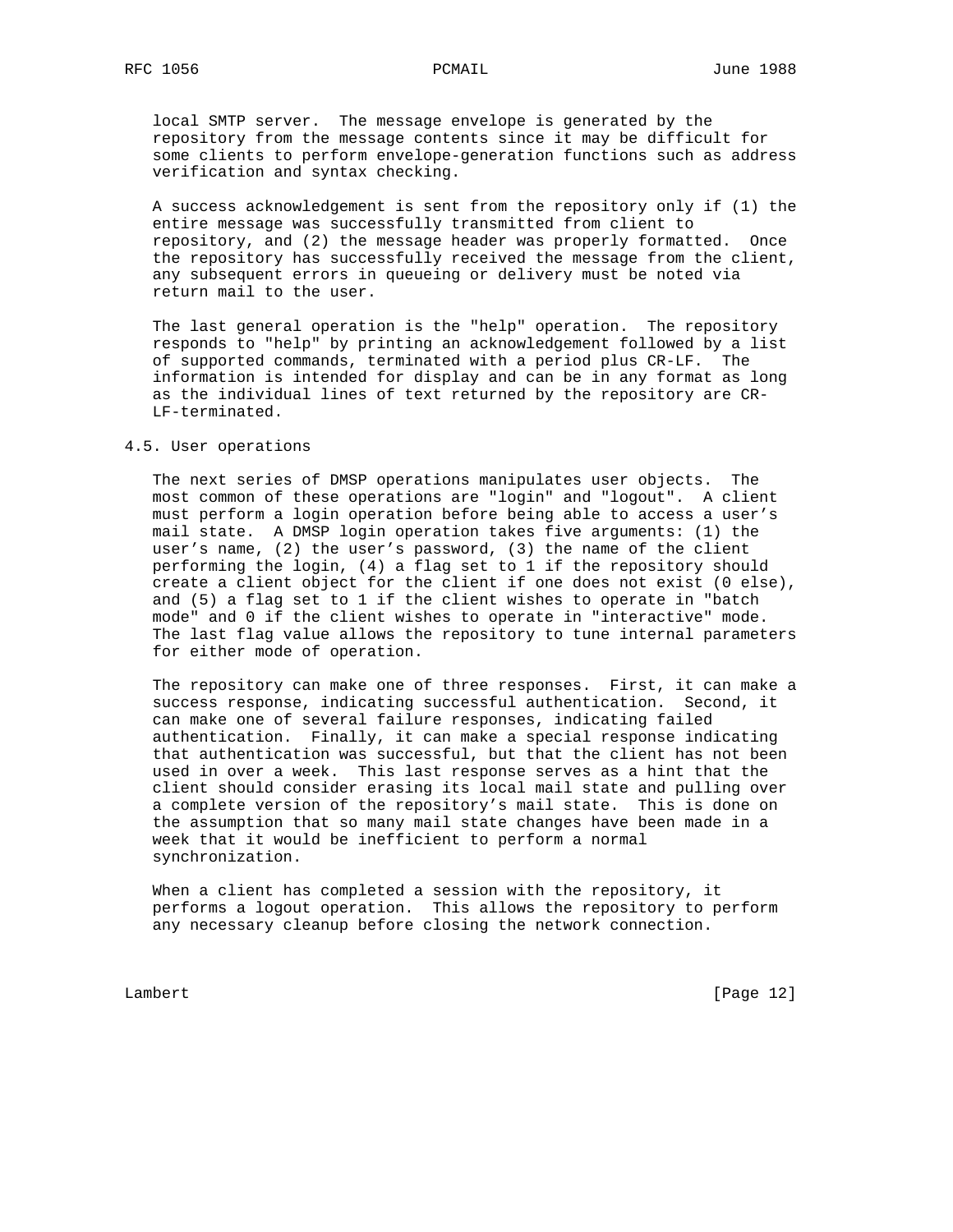local SMTP server. The message envelope is generated by the repository from the message contents since it may be difficult for some clients to perform envelope-generation functions such as address verification and syntax checking.

A success acknowledgement is sent from the repository only if (1) the entire message was successfully transmitted from client to repository, and (2) the message header was properly formatted. Once the repository has successfully received the message from the client, any subsequent errors in queueing or delivery must be noted via return mail to the user.

The last general operation is the "help" operation. The repository responds to "help" by printing an acknowledgement followed by a list of supported commands, terminated with a period plus CR-LF. The information is intended for display and can be in any format as long as the individual lines of text returned by the repository are CR-LF-terminated.

### 4.5. User operations

The next series of DMSP operations manipulates user objects. The most common of these operations are "login" and "logout". A client must perform a login operation before being able to access a user's mail state. A DMSP login operation takes five arguments: (1) the user's name, (2) the user's password, (3) the name of the client performing the login, (4) a flag set to 1 if the repository should create a client object for the client if one does not exist (0 else), and (5) a flag set to 1 if the client wishes to operate in "batch mode" and 0 if the client wishes to operate in "interactive" mode. The last flag value allows the repository to tune internal parameters for either mode of operation.

The repository can make one of three responses. First, it can make a success response, indicating successful authentication. Second, it can make one of several failure responses, indicating failed authentication. Finally, it can make a special response indicating that authentication was successful, but that the client has not been used in over a week. This last response serves as a hint that the client should consider erasing its local mail state and pulling over a complete version of the repository's mail state. This is done on the assumption that so many mail state changes have been made in a week that it would be inefficient to perform a normal synchronization.

When a client has completed a session with the repository, it performs a logout operation. This allows the repository to perform any necessary cleanup before closing the network connection.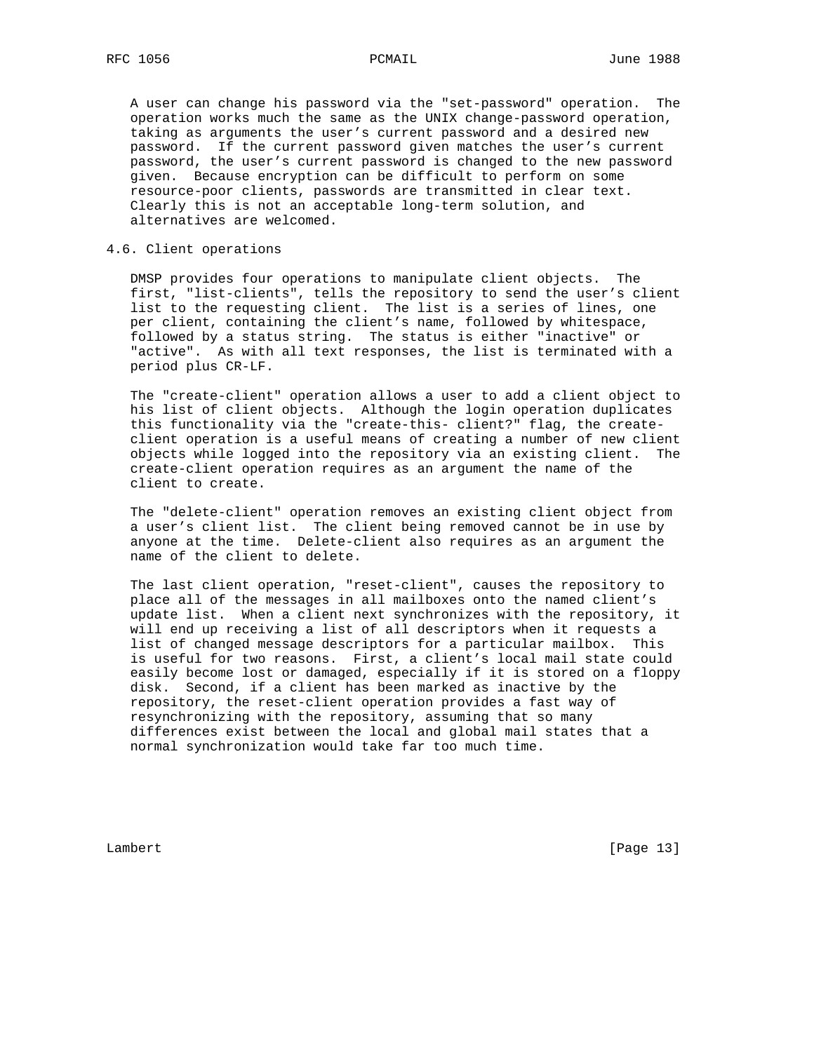A user can change his password via the "set-password" operation. The operation works much the same as the UNIX change-password operation, taking as arguments the user's current password and a desired new password. If the current password given matches the user's current password, the user's current password is changed to the new password given. Because encryption can be difficult to perform on some resource-poor clients, passwords are transmitted in clear text. Clearly this is not an acceptable long-term solution, and alternatives are welcomed.

## 4.6. Client operations

DMSP provides four operations to manipulate client objects. The first, "list-clients", tells the repository to send the user's client list to the requesting client. The list is a series of lines, one per client, containing the client's name, followed by whitespace, followed by a status string. The status is either "inactive" or "active". As with all text responses, the list is terminated with a period plus CR-LF.

The "create-client" operation allows a user to add a client object to his list of client objects. Although the login operation duplicates this functionality via the "create-this- client?" flag, the create-client operation is a useful means of creating a number of new client objects while logged into the repository via an existing client. The create-client operation requires as an argument the name of the client to create.

The "delete-client" operation removes an existing client object from a user's client list. The client being removed cannot be in use by anyone at the time. Delete-client also requires as an argument the name of the client to delete.

The last client operation, "reset-client", causes the repository to place all of the messages in all mailboxes onto the named client's update list. When a client next synchronizes with the repository, it will end up receiving a list of all descriptors when it requests a list of changed message descriptors for a particular mailbox. This is useful for two reasons. First, a client's local mail state could easily become lost or damaged, especially if it is stored on a floppy disk. Second, if a client has been marked as inactive by the repository, the reset-client operation provides a fast way of resynchronizing with the repository, assuming that so many differences exist between the local and global mail states that a normal synchronization would take far too much time.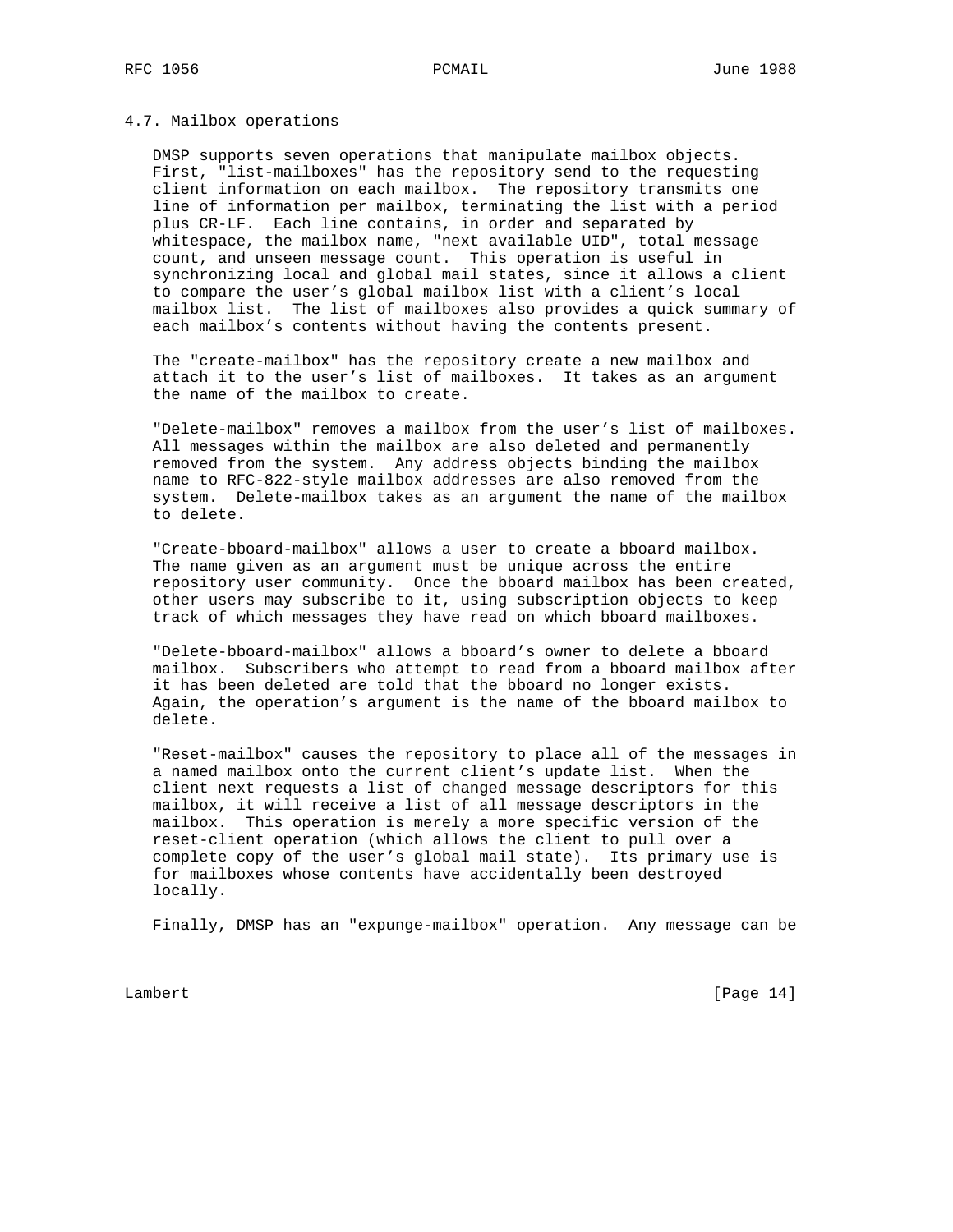### 4.7. Mailbox operations

DMSP supports seven operations that manipulate mailbox objects. First, "list-mailboxes" has the repository send to the requesting client information on each mailbox. The repository transmits one line of information per mailbox, terminating the list with a period plus CR-LF. Each line contains, in order and separated by whitespace, the mailbox name, "next available UID", total message count, and unseen message count. This operation is useful in synchronizing local and global mail states, since it allows a client to compare the user's global mailbox list with a client's local mailbox list. The list of mailboxes also provides a quick summary of each mailbox's contents without having the contents present.

The "create-mailbox" has the repository create a new mailbox and attach it to the user's list of mailboxes. It takes as an argument the name of the mailbox to create.

"Delete-mailbox" removes a mailbox from the user's list of mailboxes. All messages within the mailbox are also deleted and permanently removed from the system. Any address objects binding the mailbox name to RFC-822-style mailbox addresses are also removed from the system. Delete-mailbox takes as an argument the name of the mailbox to delete.

"Create-bboard-mailbox" allows a user to create a bboard mailbox. The name given as an argument must be unique across the entire repository user community. Once the bboard mailbox has been created, other users may subscribe to it, using subscription objects to keep track of which messages they have read on which bboard mailboxes.

"Delete-bboard-mailbox" allows a bboard's owner to delete a bboard mailbox. Subscribers who attempt to read from a bboard mailbox after it has been deleted are told that the bboard no longer exists. Again, the operation's argument is the name of the bboard mailbox to delete.

"Reset-mailbox" causes the repository to place all of the messages in a named mailbox onto the current client's update list. When the client next requests a list of changed message descriptors for this mailbox, it will receive a list of all message descriptors in the mailbox. This operation is merely a more specific version of the reset-client operation (which allows the client to pull over a complete copy of the user's global mail state). Its primary use is for mailboxes whose contents have accidentally been destroyed locally.

Finally, DMSP has an "expunge-mailbox" operation. Any message can be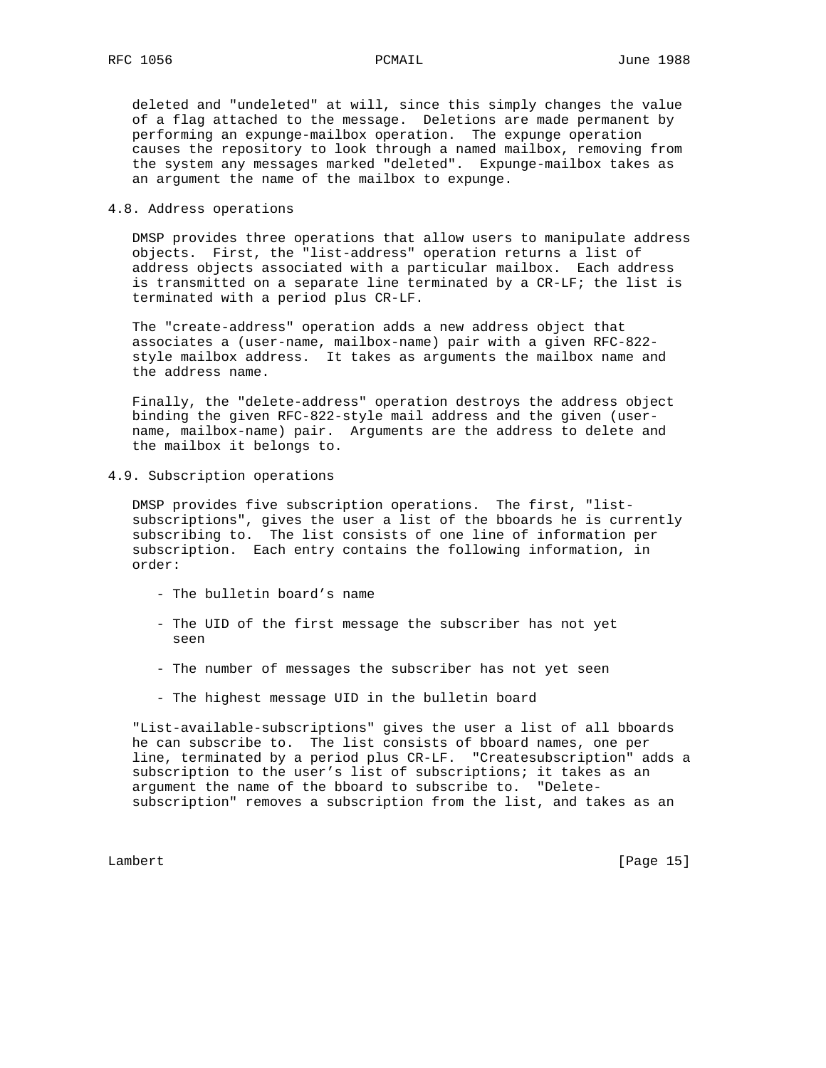deleted and "undeleted" at will, since this simply changes the value of a flag attached to the message. Deletions are made permanent by performing an expunge-mailbox operation. The expunge operation causes the repository to look through a named mailbox, removing from the system any messages marked "deleted". Expunge-mailbox takes as an argument the name of the mailbox to expunge.

## 4.8. Address operations

DMSP provides three operations that allow users to manipulate address objects. First, the "list-address" operation returns a list of address objects associated with a particular mailbox. Each address is transmitted on a separate line terminated by a CR-LF; the list is terminated with a period plus CR-LF.

The "create-address" operation adds a new address object that associates a (user-name, mailbox-name) pair with a given RFC-822-style mailbox address. It takes as arguments the mailbox name and the address name.

Finally, the "delete-address" operation destroys the address object binding the given RFC-822-style mail address and the given (user-name, mailbox-name) pair. Arguments are the address to delete and the mailbox it belongs to.

## 4.9. Subscription operations

DMSP provides five subscription operations. The first, "list-subscriptions", gives the user a list of the bboards he is currently subscribing to. The list consists of one line of information per subscription. Each entry contains the following information, in order:

- The bulletin board's name
- The UID of the first message the subscriber has not yet seen
- The number of messages the subscriber has not yet seen
- The highest message UID in the bulletin board

"List-available-subscriptions" gives the user a list of all bboards he can subscribe to. The list consists of bboard names, one per line, terminated by a period plus CR-LF. "Createsubscription" adds a subscription to the user's list of subscriptions; it takes as an argument the name of the bboard to subscribe to. "Delete-subscription" removes a subscription from the list, and takes as an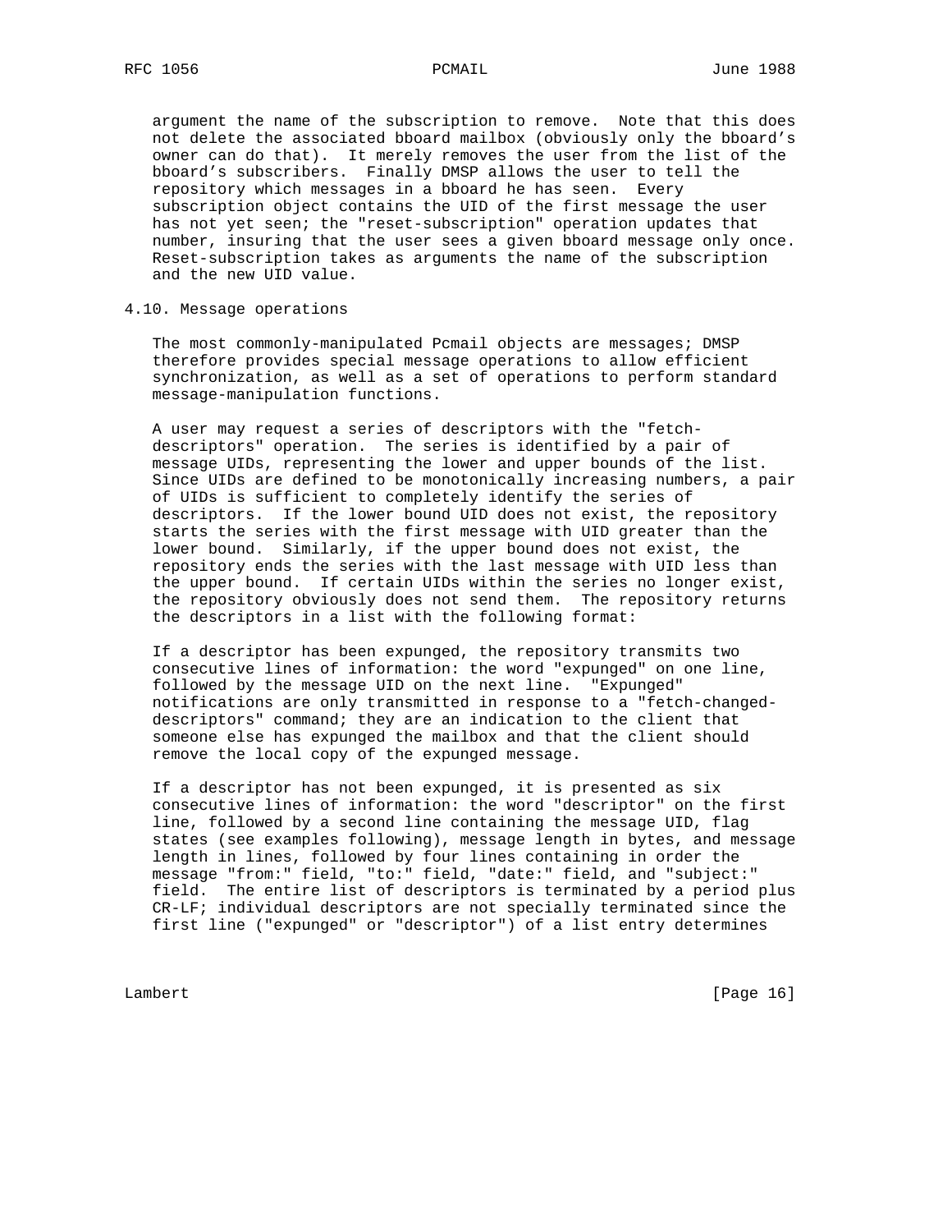argument the name of the subscription to remove. Note that this does not delete the associated bboard mailbox (obviously only the bboard's owner can do that). It merely removes the user from the list of the bboard's subscribers. Finally DMSP allows the user to tell the repository which messages in a bboard he has seen. Every subscription object contains the UID of the first message the user has not yet seen; the "reset-subscription" operation updates that number, insuring that the user sees a given bboard message only once. Reset-subscription takes as arguments the name of the subscription and the new UID value.

## 4.10. Message operations

The most commonly-manipulated Pcmail objects are messages; DMSP therefore provides special message operations to allow efficient synchronization, as well as a set of operations to perform standard message-manipulation functions.

A user may request a series of descriptors with the "fetch-descriptors" operation. The series is identified by a pair of message UIDs, representing the lower and upper bounds of the list. Since UIDs are defined to be monotonically increasing numbers, a pair of UIDs is sufficient to completely identify the series of descriptors. If the lower bound UID does not exist, the repository starts the series with the first message with UID greater than the lower bound. Similarly, if the upper bound does not exist, the repository ends the series with the last message with UID less than the upper bound. If certain UIDs within the series no longer exist, the repository obviously does not send them. The repository returns the descriptors in a list with the following format:

If a descriptor has been expunged, the repository transmits two consecutive lines of information: the word "expunged" on one line, followed by the message UID on the next line. "Expunged" notifications are only transmitted in response to a "fetch-changed-descriptors" command; they are an indication to the client that someone else has expunged the mailbox and that the client should remove the local copy of the expunged message.

If a descriptor has not been expunged, it is presented as six consecutive lines of information: the word "descriptor" on the first line, followed by a second line containing the message UID, flag states (see examples following), message length in bytes, and message length in lines, followed by four lines containing in order the message "from:" field, "to:" field, "date:" field, and "subject:" field. The entire list of descriptors is terminated by a period plus CR-LF; individual descriptors are not specially terminated since the first line ("expunged" or "descriptor") of a list entry determines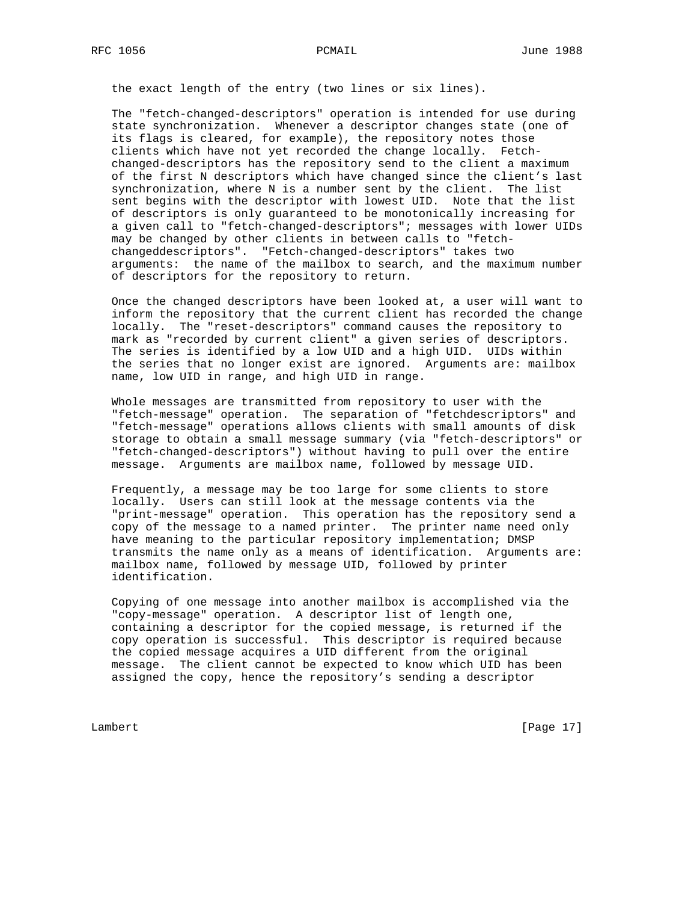the exact length of the entry (two lines or six lines).

The "fetch-changed-descriptors" operation is intended for use during state synchronization. Whenever a descriptor changes state (one of its flags is cleared, for example), the repository notes those clients which have not yet recorded the change locally. Fetch-changed-descriptors has the repository send to the client a maximum of the first N descriptors which have changed since the client's last synchronization, where N is a number sent by the client. The list sent begins with the descriptor with lowest UID. Note that the list of descriptors is only guaranteed to be monotonically increasing for a given call to "fetch-changed-descriptors"; messages with lower UIDs may be changed by other clients in between calls to "fetch-changeddescriptors". "Fetch-changed-descriptors" takes two arguments: the name of the mailbox to search, and the maximum number of descriptors for the repository to return.

Once the changed descriptors have been looked at, a user will want to inform the repository that the current client has recorded the change locally. The "reset-descriptors" command causes the repository to mark as "recorded by current client" a given series of descriptors. The series is identified by a low UID and a high UID. UIDs within the series that no longer exist are ignored. Arguments are: mailbox name, low UID in range, and high UID in range.

Whole messages are transmitted from repository to user with the "fetch-message" operation. The separation of "fetchdescriptors" and "fetch-message" operations allows clients with small amounts of disk storage to obtain a small message summary (via "fetch-descriptors" or "fetch-changed-descriptors") without having to pull over the entire message. Arguments are mailbox name, followed by message UID.

Frequently, a message may be too large for some clients to store locally. Users can still look at the message contents via the "print-message" operation. This operation has the repository send a copy of the message to a named printer. The printer name need only have meaning to the particular repository implementation; DMSP transmits the name only as a means of identification. Arguments are: mailbox name, followed by message UID, followed by printer identification.

Copying of one message into another mailbox is accomplished via the "copy-message" operation. A descriptor list of length one, containing a descriptor for the copied message, is returned if the copy operation is successful. This descriptor is required because the copied message acquires a UID different from the original message. The client cannot be expected to know which UID has been assigned the copy, hence the repository's sending a descriptor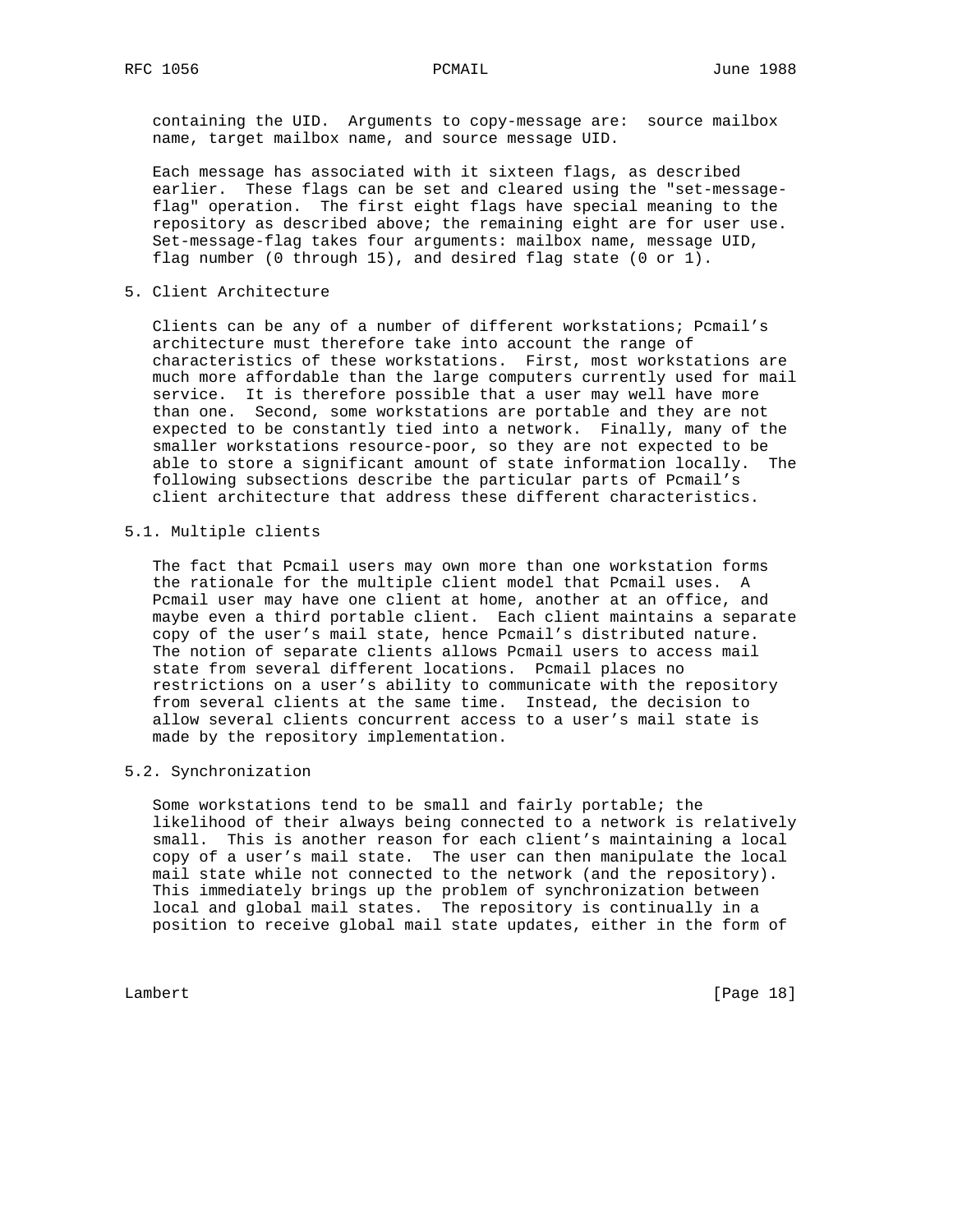containing the UID. Arguments to copy-message are: source mailbox name, target mailbox name, and source message UID.

Each message has associated with it sixteen flags, as described earlier. These flags can be set and cleared using the "set-message-flag" operation. The first eight flags have special meaning to the repository as described above; the remaining eight are for user use. Set-message-flag takes four arguments: mailbox name, message UID, flag number (0 through 15), and desired flag state (0 or 1).

## 5. Client Architecture

Clients can be any of a number of different workstations; Pcmail's architecture must therefore take into account the range of characteristics of these workstations. First, most workstations are much more affordable than the large computers currently used for mail service. It is therefore possible that a user may well have more than one. Second, some workstations are portable and they are not expected to be constantly tied into a network. Finally, many of the smaller workstations resource-poor, so they are not expected to be able to store a significant amount of state information locally. The following subsections describe the particular parts of Pcmail's client architecture that address these different characteristics.

### 5.1. Multiple clients

The fact that Pcmail users may own more than one workstation forms the rationale for the multiple client model that Pcmail uses. A Pcmail user may have one client at home, another at an office, and maybe even a third portable client. Each client maintains a separate copy of the user's mail state, hence Pcmail's distributed nature. The notion of separate clients allows Pcmail users to access mail state from several different locations. Pcmail places no restrictions on a user's ability to communicate with the repository from several clients at the same time. Instead, the decision to allow several clients concurrent access to a user's mail state is made by the repository implementation.

### 5.2. Synchronization

Some workstations tend to be small and fairly portable; the likelihood of their always being connected to a network is relatively small. This is another reason for each client's maintaining a local copy of a user's mail state. The user can then manipulate the local mail state while not connected to the network (and the repository). This immediately brings up the problem of synchronization between local and global mail states. The repository is continually in a position to receive global mail state updates, either in the form of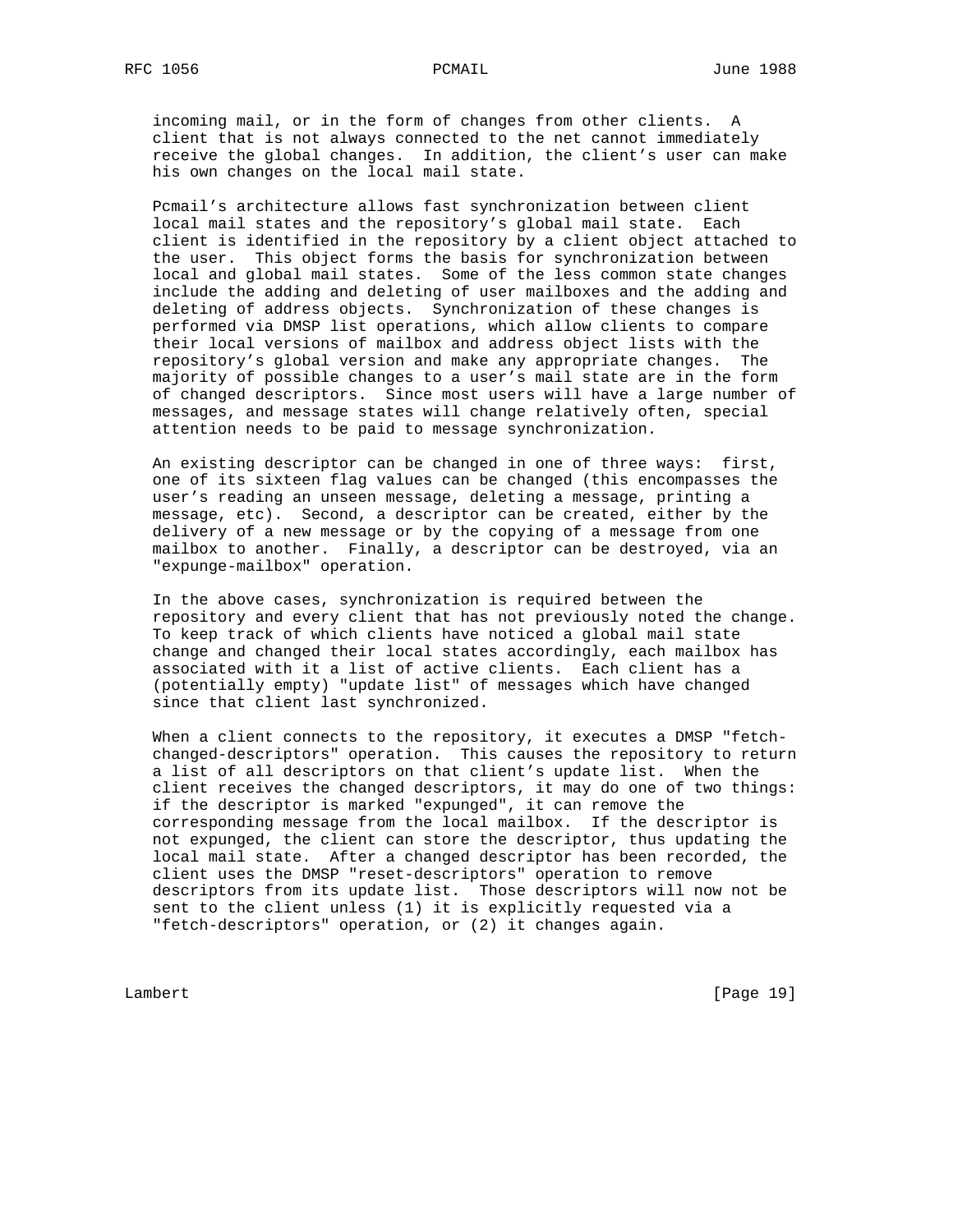incoming mail, or in the form of changes from other clients. A client that is not always connected to the net cannot immediately receive the global changes. In addition, the client's user can make his own changes on the local mail state.

Pcmail's architecture allows fast synchronization between client local mail states and the repository's global mail state. Each client is identified in the repository by a client object attached to the user. This object forms the basis for synchronization between local and global mail states. Some of the less common state changes include the adding and deleting of user mailboxes and the adding and deleting of address objects. Synchronization of these changes is performed via DMSP list operations, which allow clients to compare their local versions of mailbox and address object lists with the repository's global version and make any appropriate changes. The majority of possible changes to a user's mail state are in the form of changed descriptors. Since most users will have a large number of messages, and message states will change relatively often, special attention needs to be paid to message synchronization.

An existing descriptor can be changed in one of three ways: first, one of its sixteen flag values can be changed (this encompasses the user's reading an unseen message, deleting a message, printing a message, etc). Second, a descriptor can be created, either by the delivery of a new message or by the copying of a message from one mailbox to another. Finally, a descriptor can be destroyed, via an "expunge-mailbox" operation.

In the above cases, synchronization is required between the repository and every client that has not previously noted the change. To keep track of which clients have noticed a global mail state change and changed their local states accordingly, each mailbox has associated with it a list of active clients. Each client has a (potentially empty) "update list" of messages which have changed since that client last synchronized.

When a client connects to the repository, it executes a DMSP "fetch-changed-descriptors" operation. This causes the repository to return a list of all descriptors on that client's update list. When the client receives the changed descriptors, it may do one of two things: if the descriptor is marked "expunged", it can remove the corresponding message from the local mailbox. If the descriptor is not expunged, the client can store the descriptor, thus updating the local mail state. After a changed descriptor has been recorded, the client uses the DMSP "reset-descriptors" operation to remove descriptors from its update list. Those descriptors will now not be sent to the client unless (1) it is explicitly requested via a "fetch-descriptors" operation, or (2) it changes again.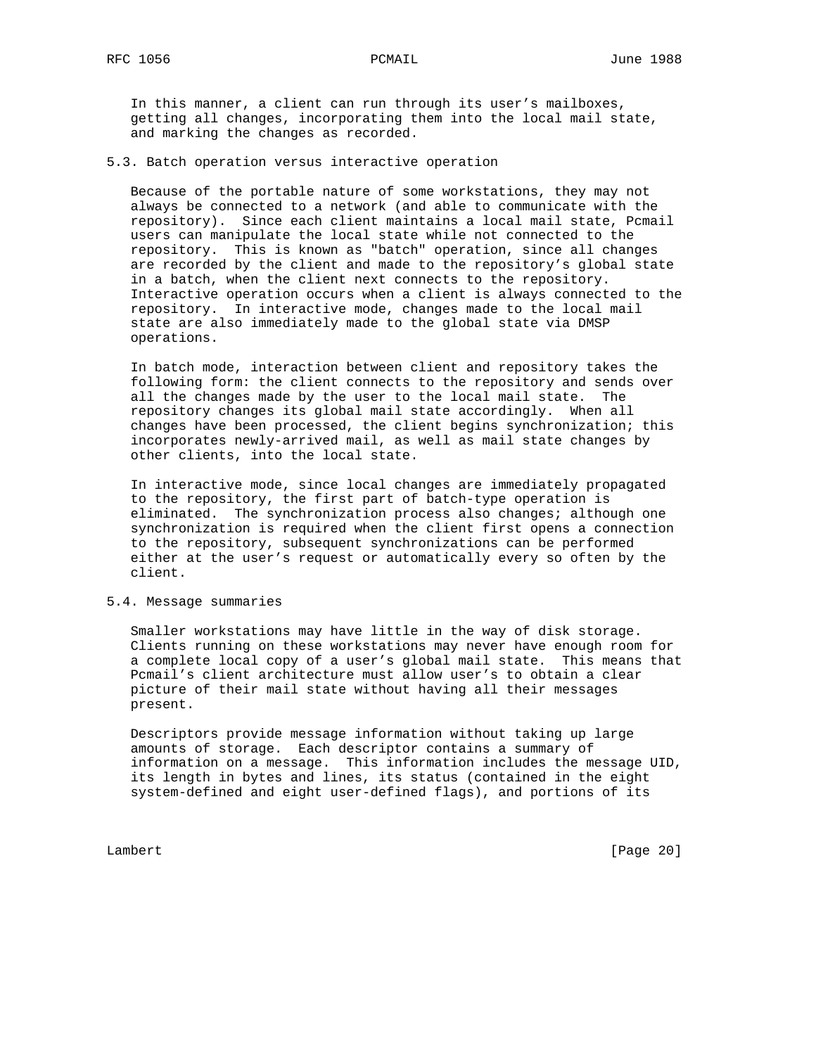In this manner, a client can run through its user's mailboxes, getting all changes, incorporating them into the local mail state, and marking the changes as recorded.

### 5.3. Batch operation versus interactive operation

Because of the portable nature of some workstations, they may not always be connected to a network (and able to communicate with the repository). Since each client maintains a local mail state, Pcmail users can manipulate the local state while not connected to the repository. This is known as "batch" operation, since all changes are recorded by the client and made to the repository's global state in a batch, when the client next connects to the repository. Interactive operation occurs when a client is always connected to the repository. In interactive mode, changes made to the local mail state are also immediately made to the global state via DMSP operations.

In batch mode, interaction between client and repository takes the following form: the client connects to the repository and sends over all the changes made by the user to the local mail state. The repository changes its global mail state accordingly. When all changes have been processed, the client begins synchronization; this incorporates newly-arrived mail, as well as mail state changes by other clients, into the local state.

In interactive mode, since local changes are immediately propagated to the repository, the first part of batch-type operation is eliminated. The synchronization process also changes; although one synchronization is required when the client first opens a connection to the repository, subsequent synchronizations can be performed either at the user's request or automatically every so often by the client.

### 5.4. Message summaries

Smaller workstations may have little in the way of disk storage. Clients running on these workstations may never have enough room for a complete local copy of a user's global mail state. This means that Pcmail's client architecture must allow user's to obtain a clear picture of their mail state without having all their messages present.

Descriptors provide message information without taking up large amounts of storage. Each descriptor contains a summary of information on a message. This information includes the message UID, its length in bytes and lines, its status (contained in the eight system-defined and eight user-defined flags), and portions of its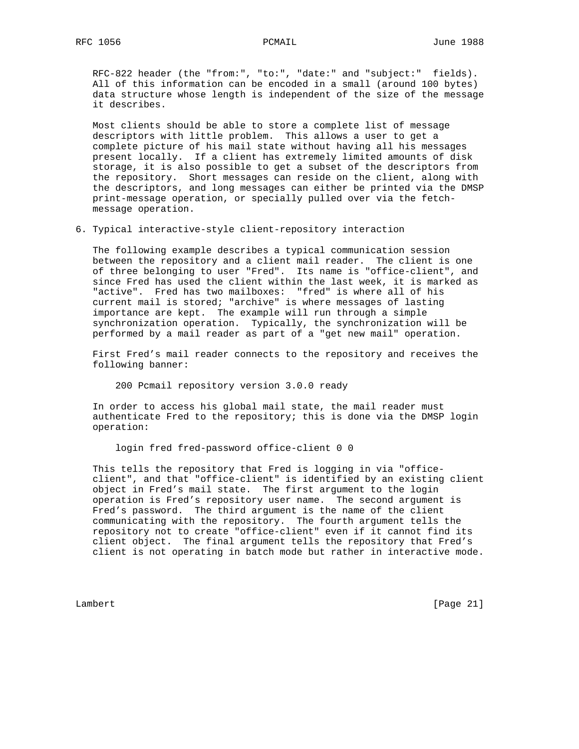RFC-822 header (the "from:", "to:", "date:" and "subject:" fields). All of this information can be encoded in a small (around 100 bytes) data structure whose length is independent of the size of the message it describes.

Most clients should be able to store a complete list of message descriptors with little problem. This allows a user to get a complete picture of his mail state without having all his messages present locally. If a client has extremely limited amounts of disk storage, it is also possible to get a subset of the descriptors from the repository. Short messages can reside on the client, along with the descriptors, and long messages can either be printed via the DMSP print-message operation, or specially pulled over via the fetch-message operation.

## 6. Typical interactive-style client-repository interaction

The following example describes a typical communication session between the repository and a client mail reader. The client is one of three belonging to user "Fred". Its name is "office-client", and since Fred has used the client within the last week, it is marked as "active". Fred has two mailboxes: "fred" is where all of his current mail is stored; "archive" is where messages of lasting importance are kept. The example will run through a simple synchronization operation. Typically, the synchronization will be performed by a mail reader as part of a "get new mail" operation.

First Fred's mail reader connects to the repository and receives the following banner:

```
200 Pcmail repository version 3.0.0 ready
```

In order to access his global mail state, the mail reader must authenticate Fred to the repository; this is done via the DMSP login operation:

```
login fred fred-password office-client 0 0
```

This tells the repository that Fred is logging in via "office-client", and that "office-client" is identified by an existing client object in Fred's mail state. The first argument to the login operation is Fred's repository user name. The second argument is Fred's password. The third argument is the name of the client communicating with the repository. The fourth argument tells the repository not to create "office-client" even if it cannot find its client object. The final argument tells the repository that Fred's client is not operating in batch mode but rather in interactive mode.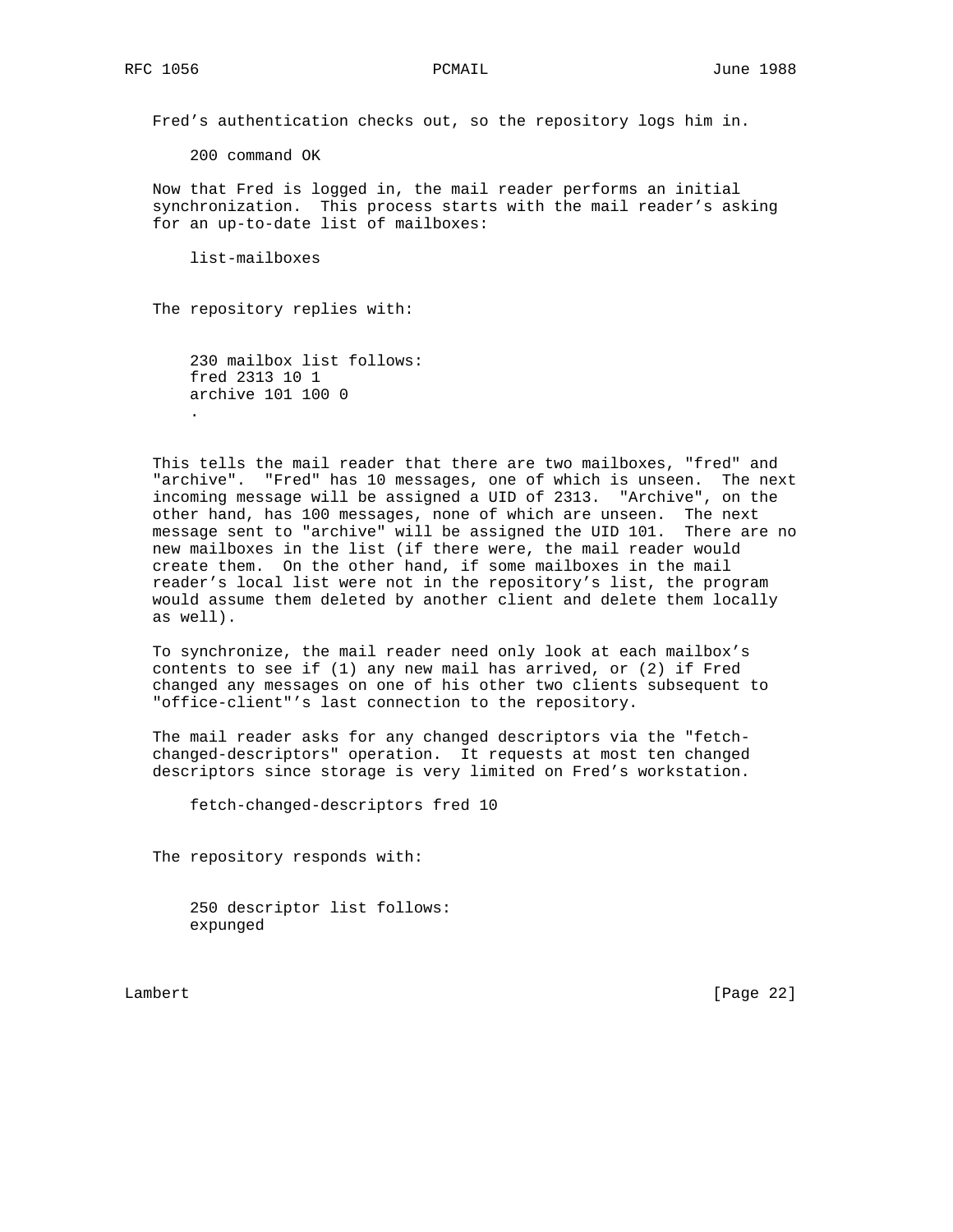Fred's authentication checks out, so the repository logs him in.

```
200 command OK
```

Now that Fred is logged in, the mail reader performs an initial synchronization. This process starts with the mail reader's asking for an up-to-date list of mailboxes:

```
list-mailboxes
```

The repository replies with:

```
230 mailbox list follows:
fred 2313 10 1
archive 101 100 0
.
```

This tells the mail reader that there are two mailboxes, "fred" and "archive". "Fred" has 10 messages, one of which is unseen. The next incoming message will be assigned a UID of 2313. "Archive", on the other hand, has 100 messages, none of which are unseen. The next message sent to "archive" will be assigned the UID 101. There are no new mailboxes in the list (if there were, the mail reader would create them. On the other hand, if some mailboxes in the mail reader's local list were not in the repository's list, the program would assume them deleted by another client and delete them locally as well).

To synchronize, the mail reader need only look at each mailbox's contents to see if (1) any new mail has arrived, or (2) if Fred changed any messages on one of his other two clients subsequent to "office-client"'s last connection to the repository.

The mail reader asks for any changed descriptors via the "fetch-changed-descriptors" operation. It requests at most ten changed descriptors since storage is very limited on Fred's workstation.

```
fetch-changed-descriptors fred 10
```

The repository responds with:

```
250 descriptor list follows:
expunged
```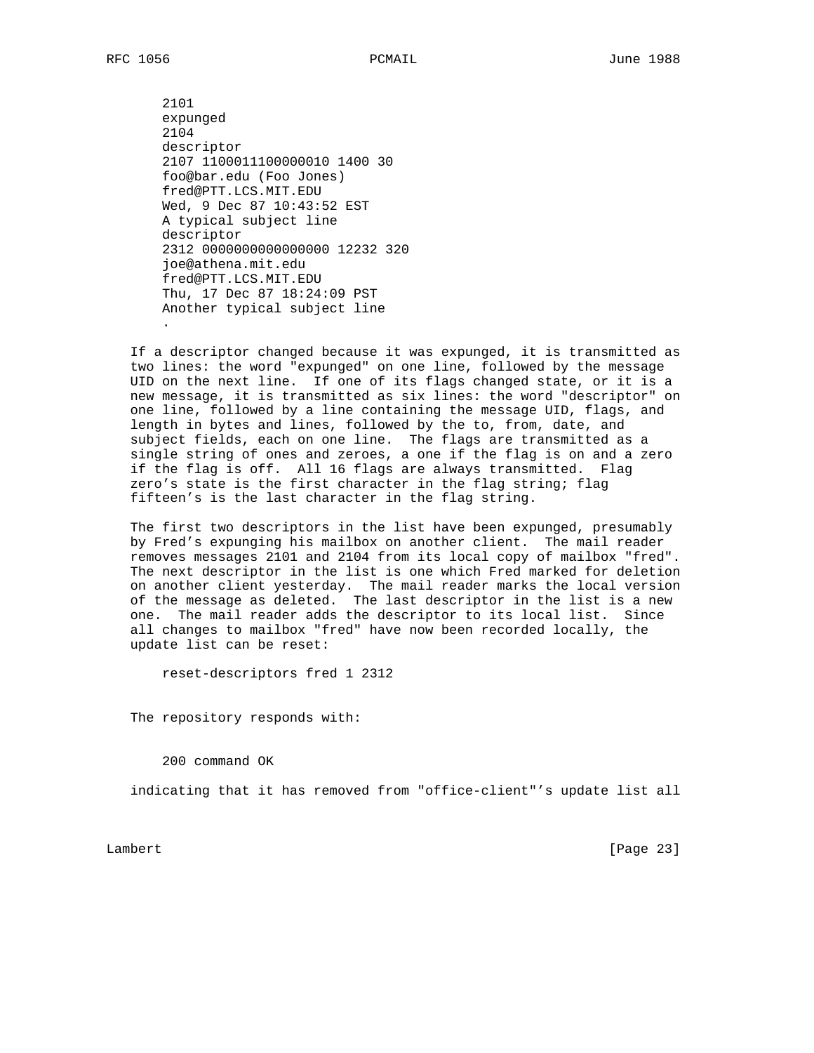```
2101
expunged
2104
descriptor
2107 1100011100000010 1400 30
foo@bar.edu (Foo Jones)
fred@PTT.LCS.MIT.EDU
Wed, 9 Dec 87 10:43:52 EST
A typical subject line
descriptor
2312 0000000000000000 12232 320
joe@athena.mit.edu
fred@PTT.LCS.MIT.EDU
Thu, 17 Dec 87 18:24:09 PST
Another typical subject line
.
```

If a descriptor changed because it was expunged, it is transmitted as two lines: the word "expunged" on one line, followed by the message UID on the next line. If one of its flags changed state, or it is a new message, it is transmitted as six lines: the word "descriptor" on one line, followed by a line containing the message UID, flags, and length in bytes and lines, followed by the to, from, date, and subject fields, each on one line. The flags are transmitted as a single string of ones and zeroes, a one if the flag is on and a zero if the flag is off. All 16 flags are always transmitted. Flag zero's state is the first character in the flag string; flag fifteen's is the last character in the flag string.

The first two descriptors in the list have been expunged, presumably by Fred's expunging his mailbox on another client. The mail reader removes messages 2101 and 2104 from its local copy of mailbox "fred". The next descriptor in the list is one which Fred marked for deletion on another client yesterday. The mail reader marks the local version of the message as deleted. The last descriptor in the list is a new one. The mail reader adds the descriptor to its local list. Since all changes to mailbox "fred" have now been recorded locally, the update list can be reset:

```
reset-descriptors fred 1 2312
```

The repository responds with:

```
200 command OK
```

indicating that it has removed from "office-client"'s update list all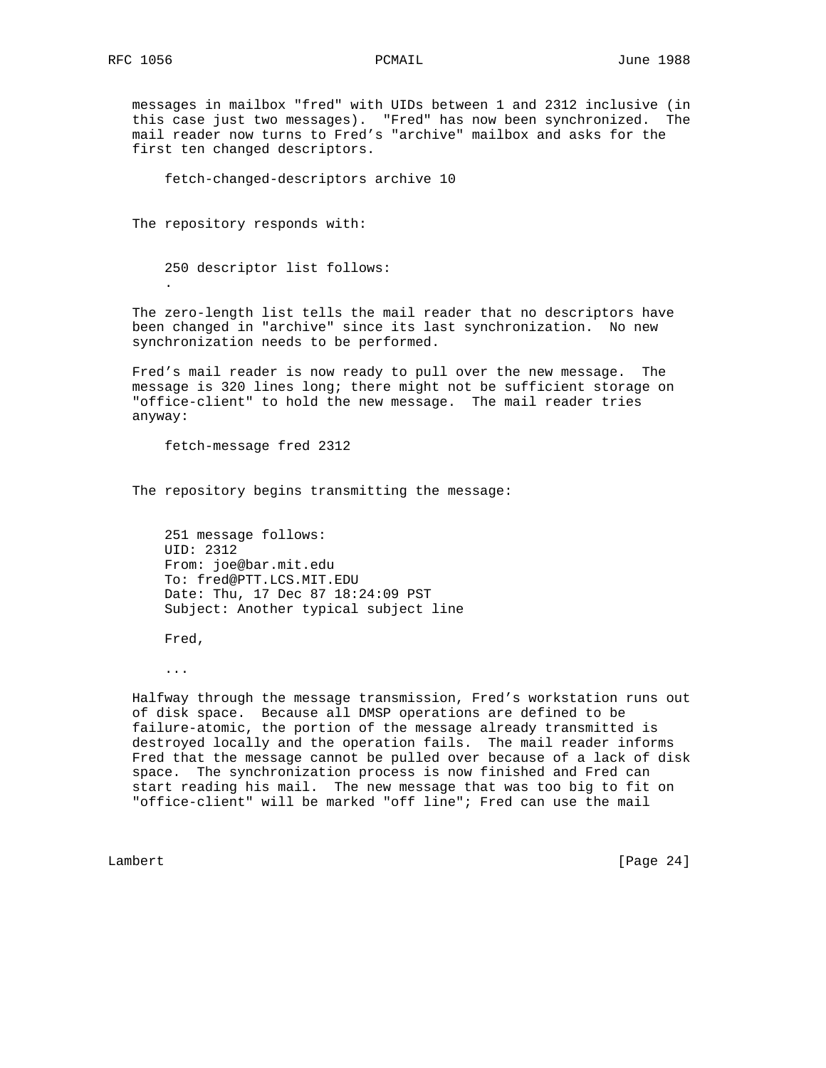messages in mailbox "fred" with UIDs between 1 and 2312 inclusive (in this case just two messages). "Fred" has now been synchronized. The mail reader now turns to Fred's "archive" mailbox and asks for the first ten changed descriptors.

```
fetch-changed-descriptors archive 10
```

The repository responds with:

```
250 descriptor list follows:
.
```

The zero-length list tells the mail reader that no descriptors have been changed in "archive" since its last synchronization. No new synchronization needs to be performed.

Fred's mail reader is now ready to pull over the new message. The message is 320 lines long; there might not be sufficient storage on "office-client" to hold the new message. The mail reader tries anyway:

```
fetch-message fred 2312
```

The repository begins transmitting the message:

```
251 message follows:
UID: 2312
From: joe@bar.mit.edu
To: fred@PTT.LCS.MIT.EDU
Date: Thu, 17 Dec 87 18:24:09 PST
Subject: Another typical subject line

Fred,

...
```

Halfway through the message transmission, Fred's workstation runs out of disk space. Because all DMSP operations are defined to be failure-atomic, the portion of the message already transmitted is destroyed locally and the operation fails. The mail reader informs Fred that the message cannot be pulled over because of a lack of disk space. The synchronization process is now finished and Fred can start reading his mail. The new message that was too big to fit on "office-client" will be marked "off line"; Fred can use the mail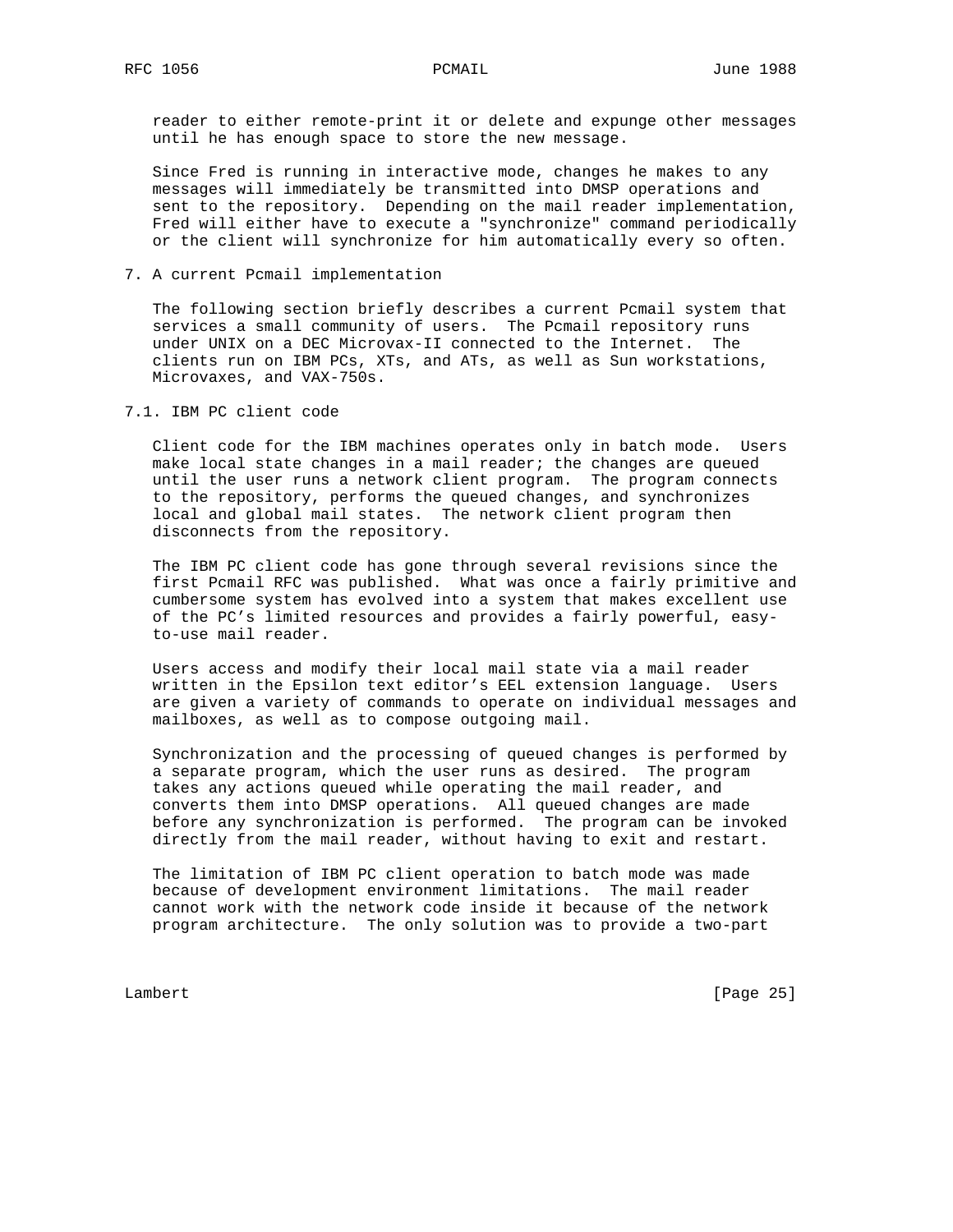reader to either remote-print it or delete and expunge other messages until he has enough space to store the new message.

Since Fred is running in interactive mode, changes he makes to any messages will immediately be transmitted into DMSP operations and sent to the repository. Depending on the mail reader implementation, Fred will either have to execute a "synchronize" command periodically or the client will synchronize for him automatically every so often.

## 7. A current Pcmail implementation

The following section briefly describes a current Pcmail system that services a small community of users. The Pcmail repository runs under UNIX on a DEC Microvax-II connected to the Internet. The clients run on IBM PCs, XTs, and ATs, as well as Sun workstations, Microvaxes, and VAX-750s.

### 7.1. IBM PC client code

Client code for the IBM machines operates only in batch mode. Users make local state changes in a mail reader; the changes are queued until the user runs a network client program. The program connects to the repository, performs the queued changes, and synchronizes local and global mail states. The network client program then disconnects from the repository.

The IBM PC client code has gone through several revisions since the first Pcmail RFC was published. What was once a fairly primitive and cumbersome system has evolved into a system that makes excellent use of the PC's limited resources and provides a fairly powerful, easy-to-use mail reader.

Users access and modify their local mail state via a mail reader written in the Epsilon text editor's EEL extension language. Users are given a variety of commands to operate on individual messages and mailboxes, as well as to compose outgoing mail.

Synchronization and the processing of queued changes is performed by a separate program, which the user runs as desired. The program takes any actions queued while operating the mail reader, and converts them into DMSP operations. All queued changes are made before any synchronization is performed. The program can be invoked directly from the mail reader, without having to exit and restart.

The limitation of IBM PC client operation to batch mode was made because of development environment limitations. The mail reader cannot work with the network code inside it because of the network program architecture. The only solution was to provide a two-part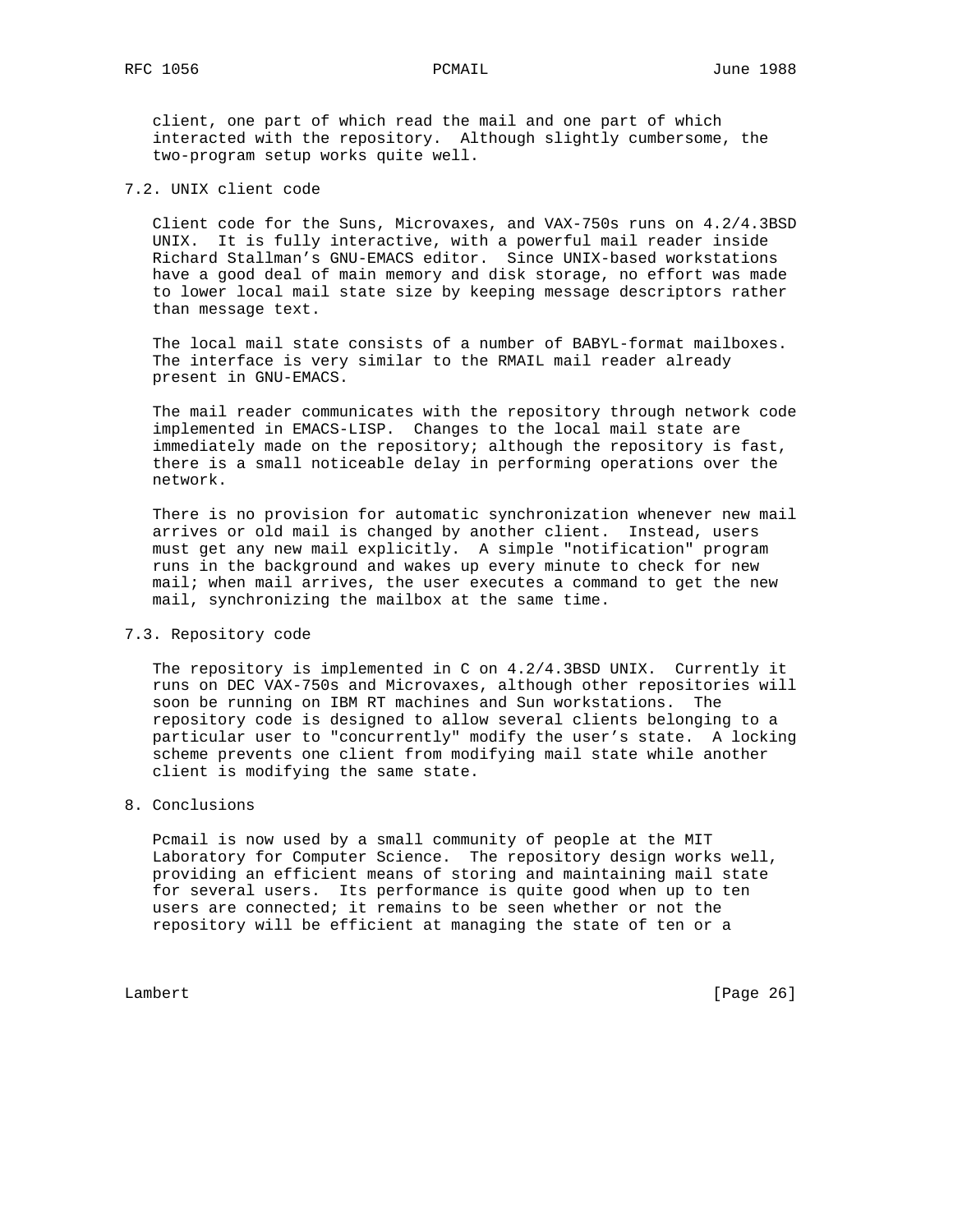client, one part of which read the mail and one part of which interacted with the repository. Although slightly cumbersome, the two-program setup works quite well.

### 7.2. UNIX client code

Client code for the Suns, Microvaxes, and VAX-750s runs on 4.2/4.3BSD UNIX. It is fully interactive, with a powerful mail reader inside Richard Stallman's GNU-EMACS editor. Since UNIX-based workstations have a good deal of main memory and disk storage, no effort was made to lower local mail state size by keeping message descriptors rather than message text.

The local mail state consists of a number of BABYL-format mailboxes. The interface is very similar to the RMAIL mail reader already present in GNU-EMACS.

The mail reader communicates with the repository through network code implemented in EMACS-LISP. Changes to the local mail state are immediately made on the repository; although the repository is fast, there is a small noticeable delay in performing operations over the network.

There is no provision for automatic synchronization whenever new mail arrives or old mail is changed by another client. Instead, users must get any new mail explicitly. A simple "notification" program runs in the background and wakes up every minute to check for new mail; when mail arrives, the user executes a command to get the new mail, synchronizing the mailbox at the same time.

### 7.3. Repository code

The repository is implemented in C on 4.2/4.3BSD UNIX. Currently it runs on DEC VAX-750s and Microvaxes, although other repositories will soon be running on IBM RT machines and Sun workstations. The repository code is designed to allow several clients belonging to a particular user to "concurrently" modify the user's state. A locking scheme prevents one client from modifying mail state while another client is modifying the same state.

## 8. Conclusions

Pcmail is now used by a small community of people at the MIT Laboratory for Computer Science. The repository design works well, providing an efficient means of storing and maintaining mail state for several users. Its performance is quite good when up to ten users are connected; it remains to be seen whether or not the repository will be efficient at managing the state of ten or a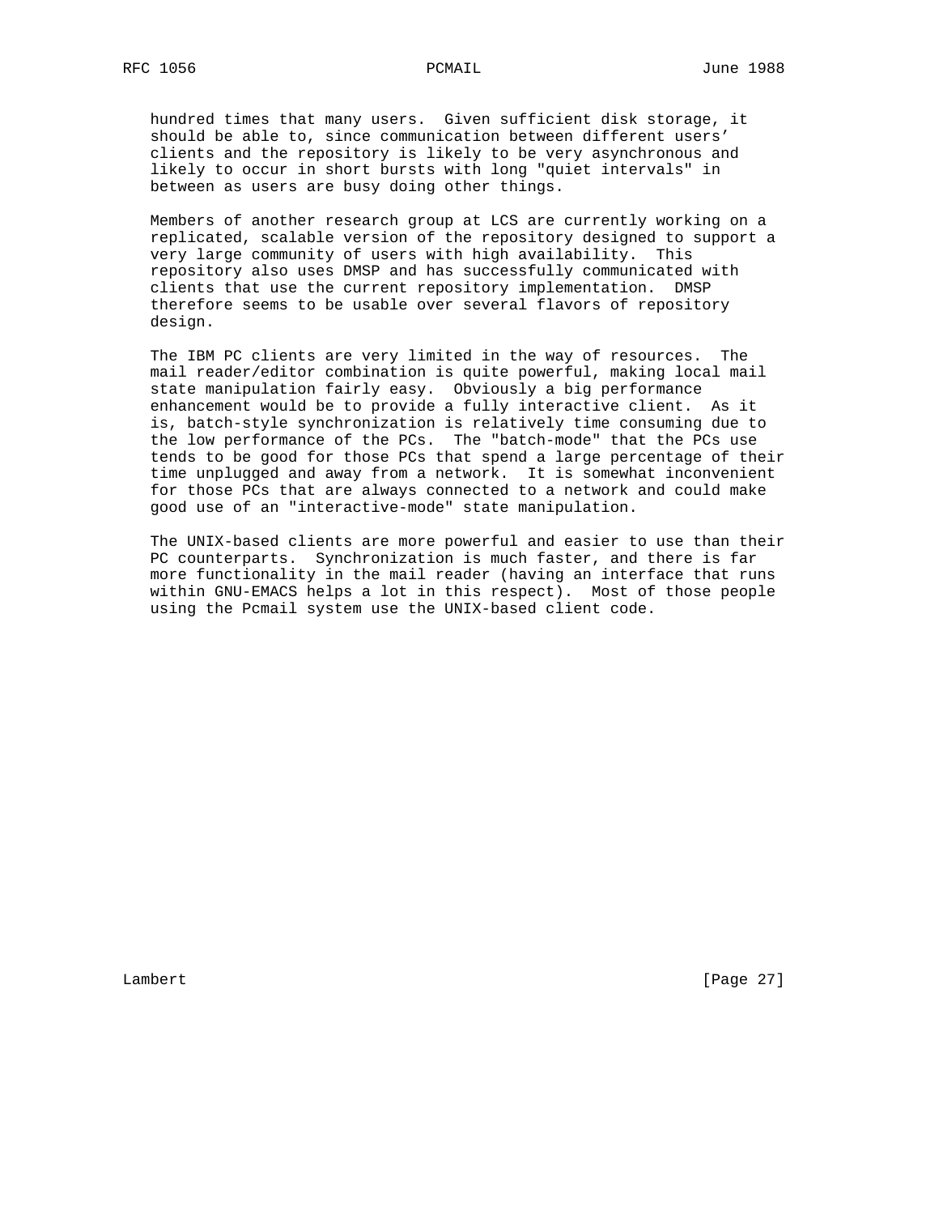hundred times that many users. Given sufficient disk storage, it should be able to, since communication between different users' clients and the repository is likely to be very asynchronous and likely to occur in short bursts with long "quiet intervals" in between as users are busy doing other things.

Members of another research group at LCS are currently working on a replicated, scalable version of the repository designed to support a very large community of users with high availability. This repository also uses DMSP and has successfully communicated with clients that use the current repository implementation. DMSP therefore seems to be usable over several flavors of repository design.

The IBM PC clients are very limited in the way of resources. The mail reader/editor combination is quite powerful, making local mail state manipulation fairly easy. Obviously a big performance enhancement would be to provide a fully interactive client. As it is, batch-style synchronization is relatively time consuming due to the low performance of the PCs. The "batch-mode" that the PCs use tends to be good for those PCs that spend a large percentage of their time unplugged and away from a network. It is somewhat inconvenient for those PCs that are always connected to a network and could make good use of an "interactive-mode" state manipulation.

The UNIX-based clients are more powerful and easier to use than their PC counterparts. Synchronization is much faster, and there is far more functionality in the mail reader (having an interface that runs within GNU-EMACS helps a lot in this respect). Most of those people using the Pcmail system use the UNIX-based client code.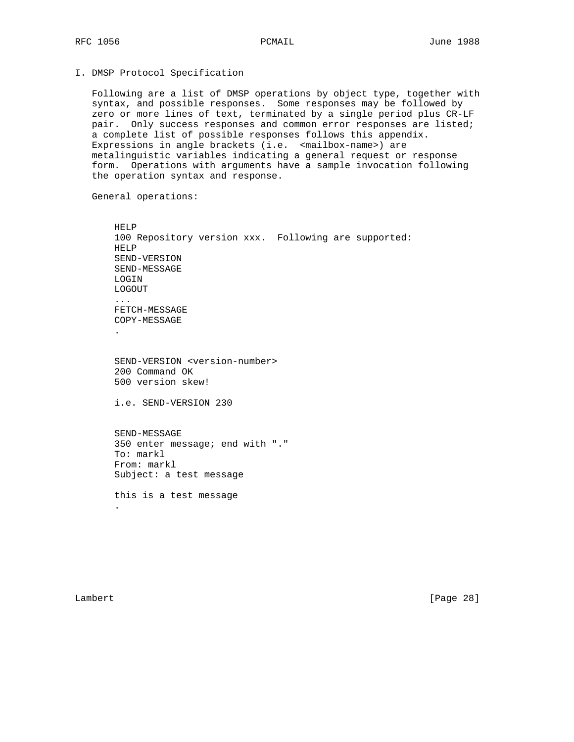# I. DMSP Protocol Specification

Following are a list of DMSP operations by object type, together with syntax, and possible responses. Some responses may be followed by zero or more lines of text, terminated by a single period plus CR-LF pair. Only success responses and common error responses are listed; a complete list of possible responses follows this appendix. Expressions in angle brackets (i.e. <mailbox-name>) are metalinguistic variables indicating a general request or response form. Operations with arguments have a sample invocation following the operation syntax and response.

General operations:

```
HELP
100 Repository version xxx.  Following are supported:
HELP
SEND-VERSION
SEND-MESSAGE
LOGIN
LOGOUT
...
FETCH-MESSAGE
COPY-MESSAGE
.
```

```
SEND-VERSION <version-number>
200 Command OK
500 version skew!

i.e. SEND-VERSION 230
```

```
SEND-MESSAGE
350 enter message; end with "."
To: markl
From: markl
Subject: a test message

this is a test message
.
```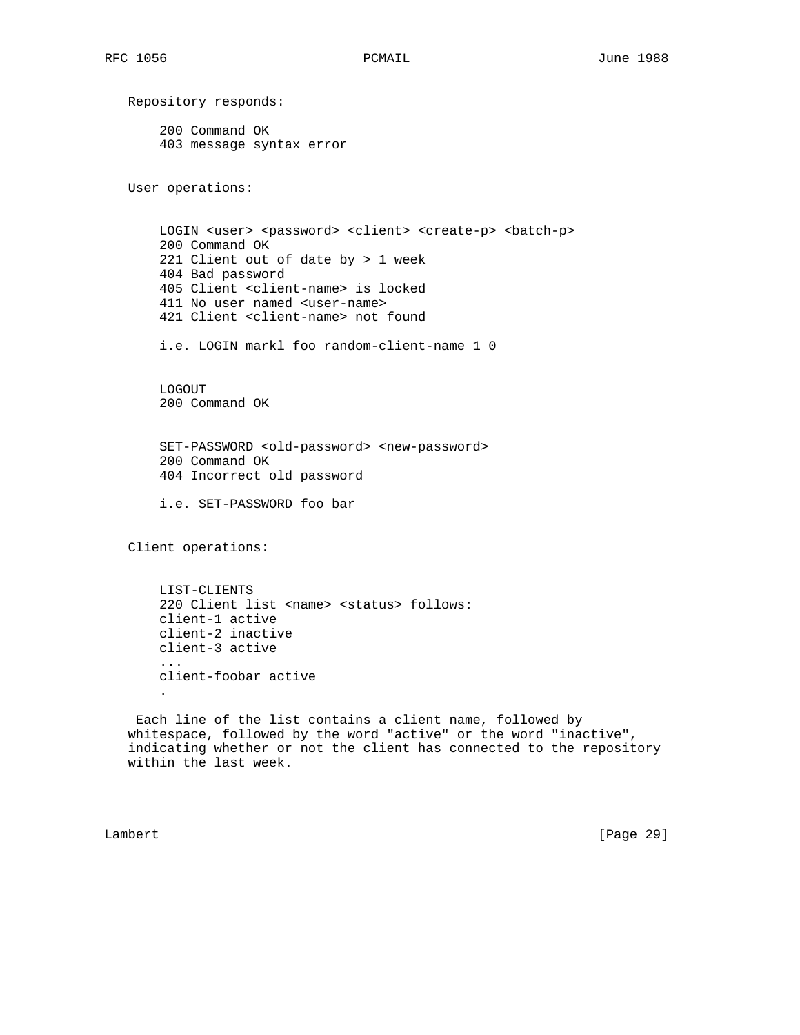Repository responds:

```
200 Command OK
403 message syntax error
```

User operations:

```
LOGIN <user> <password> <client> <create-p> <batch-p>
200 Command OK
221 Client out of date by > 1 week
404 Bad password
405 Client <client-name> is locked
411 No user named <user-name>
421 Client <client-name> not found

i.e. LOGIN markl foo random-client-name 1 0
```

```
LOGOUT
200 Command OK
```

```
SET-PASSWORD <old-password> <new-password>
200 Command OK
404 Incorrect old password

i.e. SET-PASSWORD foo bar
```

Client operations:

```
LIST-CLIENTS
220 Client list <name> <status> follows:
client-1 active
client-2 inactive
client-3 active
...
client-foobar active
.
```

Each line of the list contains a client name, followed by whitespace, followed by the word "active" or the word "inactive", indicating whether or not the client has connected to the repository within the last week.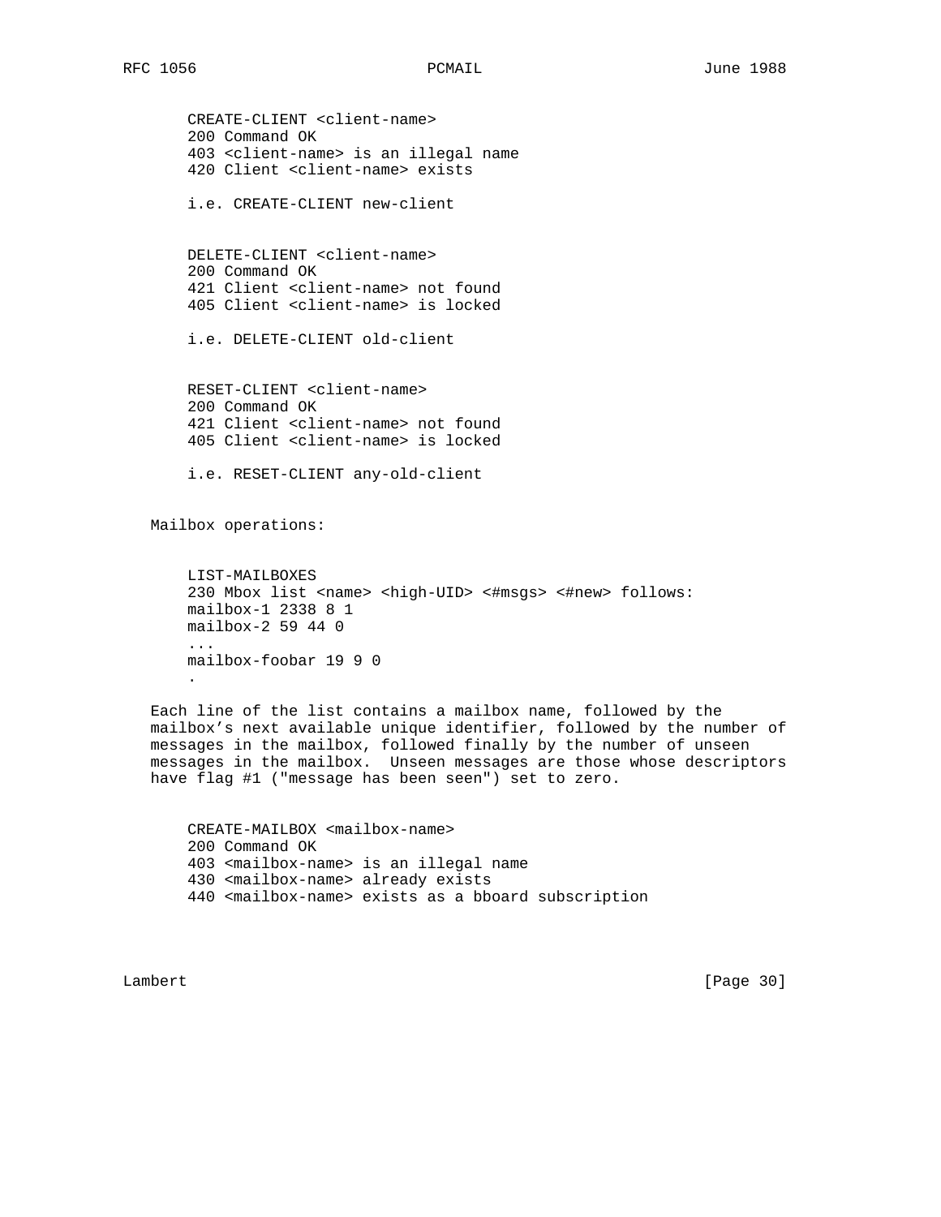```
CREATE-CLIENT <client-name>
200 Command OK
403 <client-name> is an illegal name
420 Client <client-name> exists

i.e. CREATE-CLIENT new-client


DELETE-CLIENT <client-name>
200 Command OK
421 Client <client-name> not found
405 Client <client-name> is locked

i.e. DELETE-CLIENT old-client


RESET-CLIENT <client-name>
200 Command OK
421 Client <client-name> not found
405 Client <client-name> is locked

i.e. RESET-CLIENT any-old-client
```

Mailbox operations:

```
LIST-MAILBOXES
230 Mbox list <name> <high-UID> <#msgs> <#new> follows:
mailbox-1 2338 8 1
mailbox-2 59 44 0
...
mailbox-foobar 19 9 0
.
```

Each line of the list contains a mailbox name, followed by the mailbox's next available unique identifier, followed by the number of messages in the mailbox, followed finally by the number of unseen messages in the mailbox. Unseen messages are those whose descriptors have flag #1 ("message has been seen") set to zero.

```
CREATE-MAILBOX <mailbox-name>
200 Command OK
403 <mailbox-name> is an illegal name
430 <mailbox-name> already exists
440 <mailbox-name> exists as a bboard subscription
```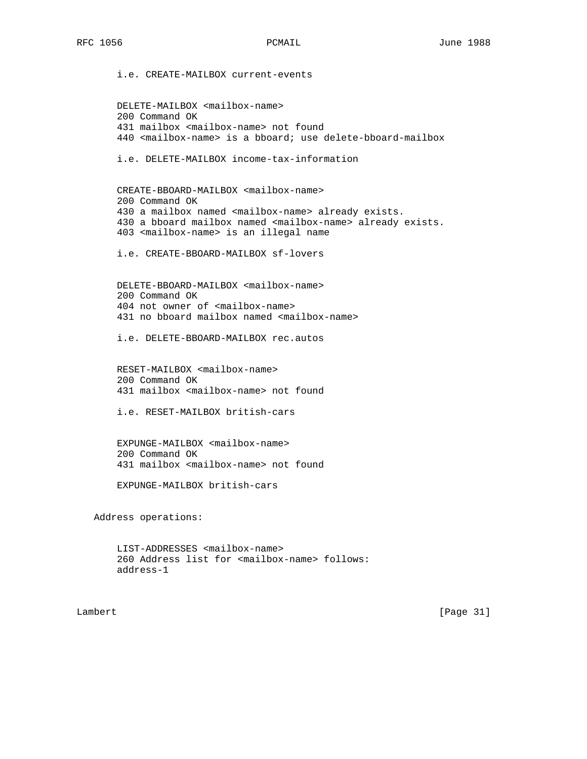i.e. CREATE-MAILBOX current-events

```
DELETE-MAILBOX <mailbox-name>
200 Command OK
431 mailbox <mailbox-name> not found
440 <mailbox-name> is a bboard; use delete-bboard-mailbox
```

i.e. DELETE-MAILBOX income-tax-information

```
CREATE-BBOARD-MAILBOX <mailbox-name>
200 Command OK
430 a mailbox named <mailbox-name> already exists.
430 a bboard mailbox named <mailbox-name> already exists.
403 <mailbox-name> is an illegal name
```

i.e. CREATE-BBOARD-MAILBOX sf-lovers

```
DELETE-BBOARD-MAILBOX <mailbox-name>
200 Command OK
404 not owner of <mailbox-name>
431 no bboard mailbox named <mailbox-name>
```

i.e. DELETE-BBOARD-MAILBOX rec.autos

```
RESET-MAILBOX <mailbox-name>
200 Command OK
431 mailbox <mailbox-name> not found
```

i.e. RESET-MAILBOX british-cars

```
EXPUNGE-MAILBOX <mailbox-name>
200 Command OK
431 mailbox <mailbox-name> not found
```

EXPUNGE-MAILBOX british-cars

Address operations:

```
LIST-ADDRESSES <mailbox-name>
260 Address list for <mailbox-name> follows:
address-1
```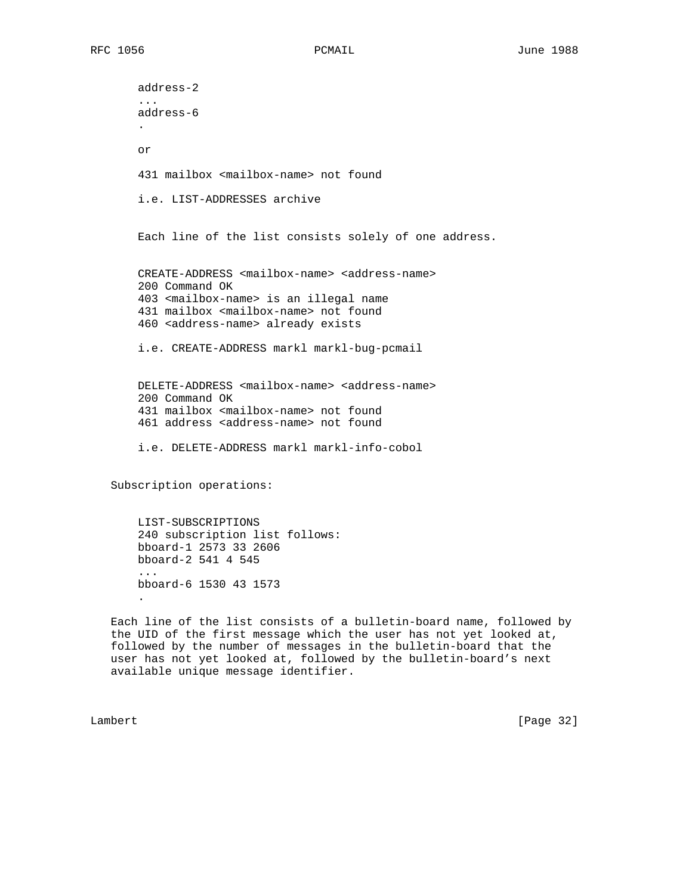```
address-2
...
address-6
.
```

or

```
431 mailbox <mailbox-name> not found
```

i.e. LIST-ADDRESSES archive

Each line of the list consists solely of one address.

```
CREATE-ADDRESS <mailbox-name> <address-name>
200 Command OK
403 <mailbox-name> is an illegal name
431 mailbox <mailbox-name> not found
460 <address-name> already exists
```

i.e. CREATE-ADDRESS markl markl-bug-pcmail

```
DELETE-ADDRESS <mailbox-name> <address-name>
200 Command OK
431 mailbox <mailbox-name> not found
461 address <address-name> not found
```

i.e. DELETE-ADDRESS markl markl-info-cobol

Subscription operations:

```
LIST-SUBSCRIPTIONS
240 subscription list follows:
bboard-1 2573 33 2606
bboard-2 541 4 545
...
bboard-6 1530 43 1573
.
```

Each line of the list consists of a bulletin-board name, followed by the UID of the first message which the user has not yet looked at, followed by the number of messages in the bulletin-board that the user has not yet looked at, followed by the bulletin-board's next available unique message identifier.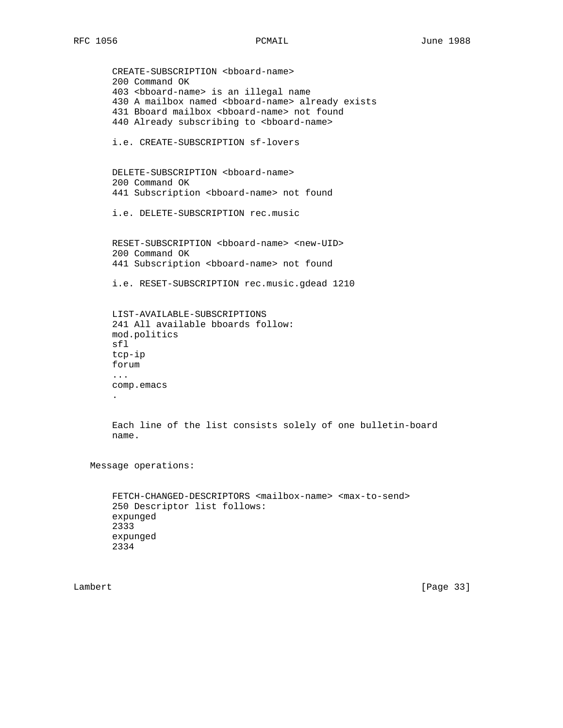```
CREATE-SUBSCRIPTION <bboard-name>
200 Command OK
403 <bboard-name> is an illegal name
430 A mailbox named <bboard-name> already exists
431 Bboard mailbox <bboard-name> not found
440 Already subscribing to <bboard-name>

i.e. CREATE-SUBSCRIPTION sf-lovers


DELETE-SUBSCRIPTION <bboard-name>
200 Command OK
441 Subscription <bboard-name> not found

i.e. DELETE-SUBSCRIPTION rec.music


RESET-SUBSCRIPTION <bboard-name> <new-UID>
200 Command OK
441 Subscription <bboard-name> not found

i.e. RESET-SUBSCRIPTION rec.music.gdead 1210


LIST-AVAILABLE-SUBSCRIPTIONS
241 All available bboards follow:
mod.politics
sfl
tcp-ip
forum
...
comp.emacs
.
```

Each line of the list consists solely of one bulletin-board name.

Message operations:

```
FETCH-CHANGED-DESCRIPTORS <mailbox-name> <max-to-send>
250 Descriptor list follows:
expunged
2333
expunged
2334
```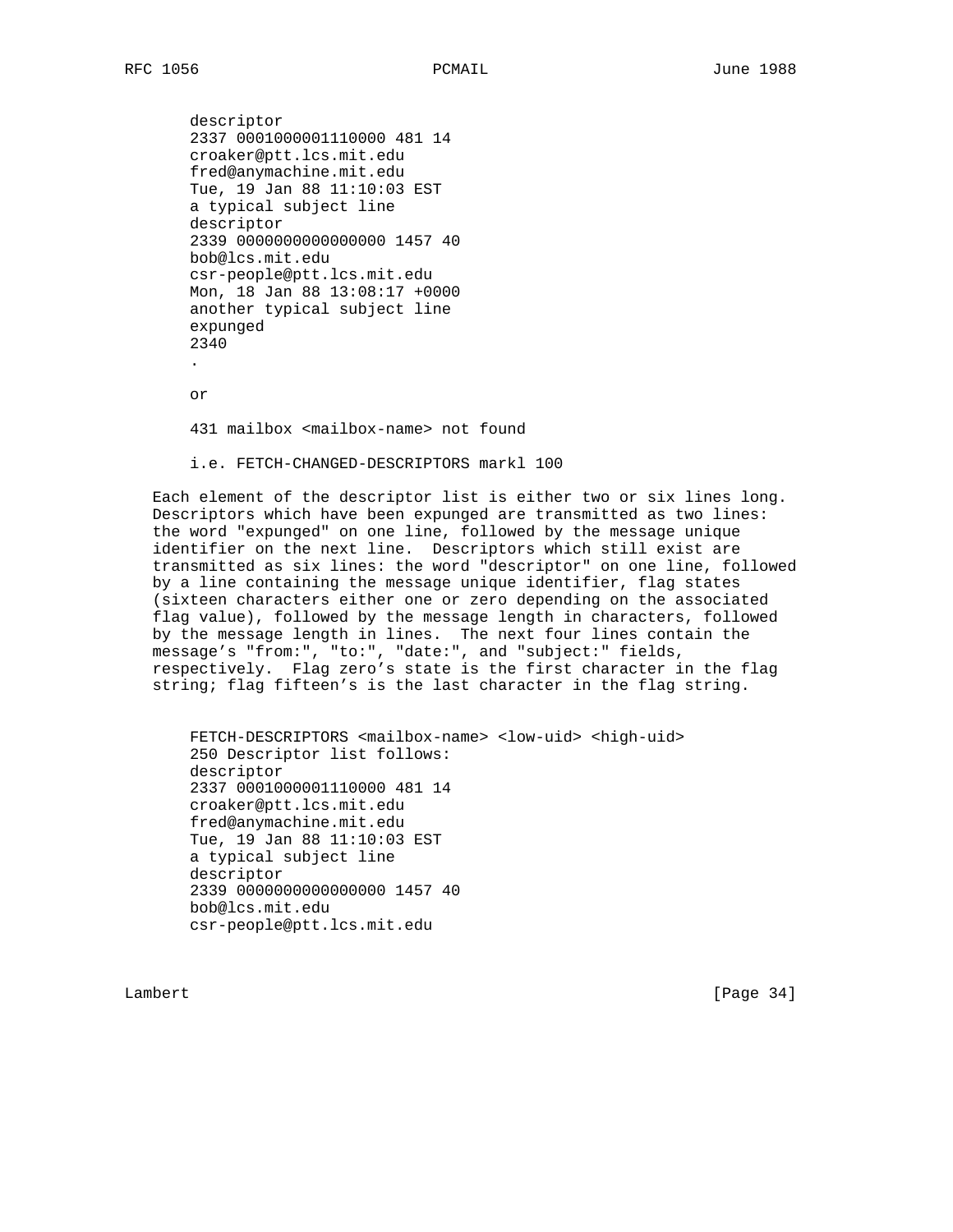```
descriptor
2337 0001000001110000 481 14
croaker@ptt.lcs.mit.edu
fred@anymachine.mit.edu
Tue, 19 Jan 88 11:10:03 EST
a typical subject line
descriptor
2339 0000000000000000 1457 40
bob@lcs.mit.edu
csr-people@ptt.lcs.mit.edu
Mon, 18 Jan 88 13:08:17 +0000
another typical subject line
expunged
2340
.

or

431 mailbox <mailbox-name> not found

i.e. FETCH-CHANGED-DESCRIPTORS markl 100
```

Each element of the descriptor list is either two or six lines long. Descriptors which have been expunged are transmitted as two lines: the word "expunged" on one line, followed by the message unique identifier on the next line. Descriptors which still exist are transmitted as six lines: the word "descriptor" on one line, followed by a line containing the message unique identifier, flag states (sixteen characters either one or zero depending on the associated flag value), followed by the message length in characters, followed by the message length in lines. The next four lines contain the message's "from:", "to:", "date:", and "subject:" fields, respectively. Flag zero's state is the first character in the flag string; flag fifteen's is the last character in the flag string.

```
FETCH-DESCRIPTORS <mailbox-name> <low-uid> <high-uid>
250 Descriptor list follows:
descriptor
2337 0001000001110000 481 14
croaker@ptt.lcs.mit.edu
fred@anymachine.mit.edu
Tue, 19 Jan 88 11:10:03 EST
a typical subject line
descriptor
2339 0000000000000000 1457 40
bob@lcs.mit.edu
csr-people@ptt.lcs.mit.edu
```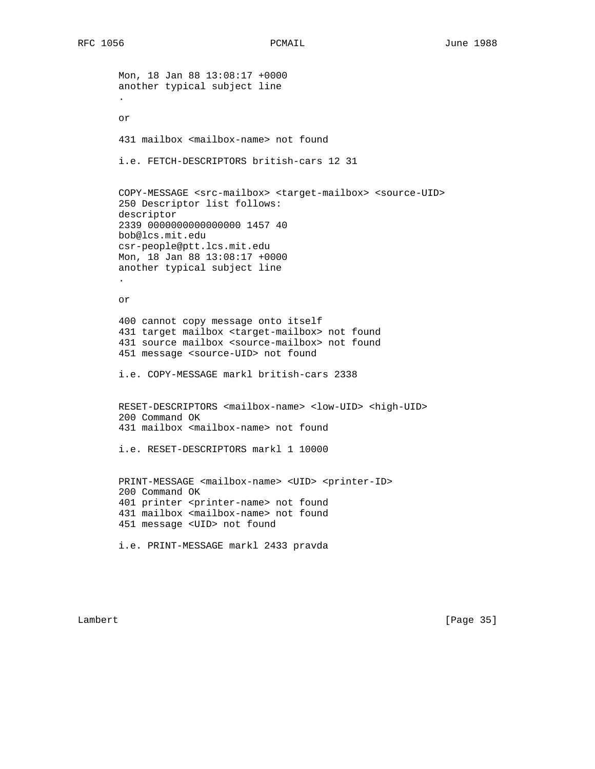```
Mon, 18 Jan 88 13:08:17 +0000
another typical subject line
.

or

431 mailbox <mailbox-name> not found

i.e. FETCH-DESCRIPTORS british-cars 12 31


COPY-MESSAGE <src-mailbox> <target-mailbox> <source-UID>
250 Descriptor list follows:
descriptor
2339 0000000000000000 1457 40
bob@lcs.mit.edu
csr-people@ptt.lcs.mit.edu
Mon, 18 Jan 88 13:08:17 +0000
another typical subject line
.

or

400 cannot copy message onto itself
431 target mailbox <target-mailbox> not found
431 source mailbox <source-mailbox> not found
451 message <source-UID> not found

i.e. COPY-MESSAGE markl british-cars 2338


RESET-DESCRIPTORS <mailbox-name> <low-UID> <high-UID>
200 Command OK
431 mailbox <mailbox-name> not found

i.e. RESET-DESCRIPTORS markl 1 10000


PRINT-MESSAGE <mailbox-name> <UID> <printer-ID>
200 Command OK
401 printer <printer-name> not found
431 mailbox <mailbox-name> not found
451 message <UID> not found

i.e. PRINT-MESSAGE markl 2433 pravda
```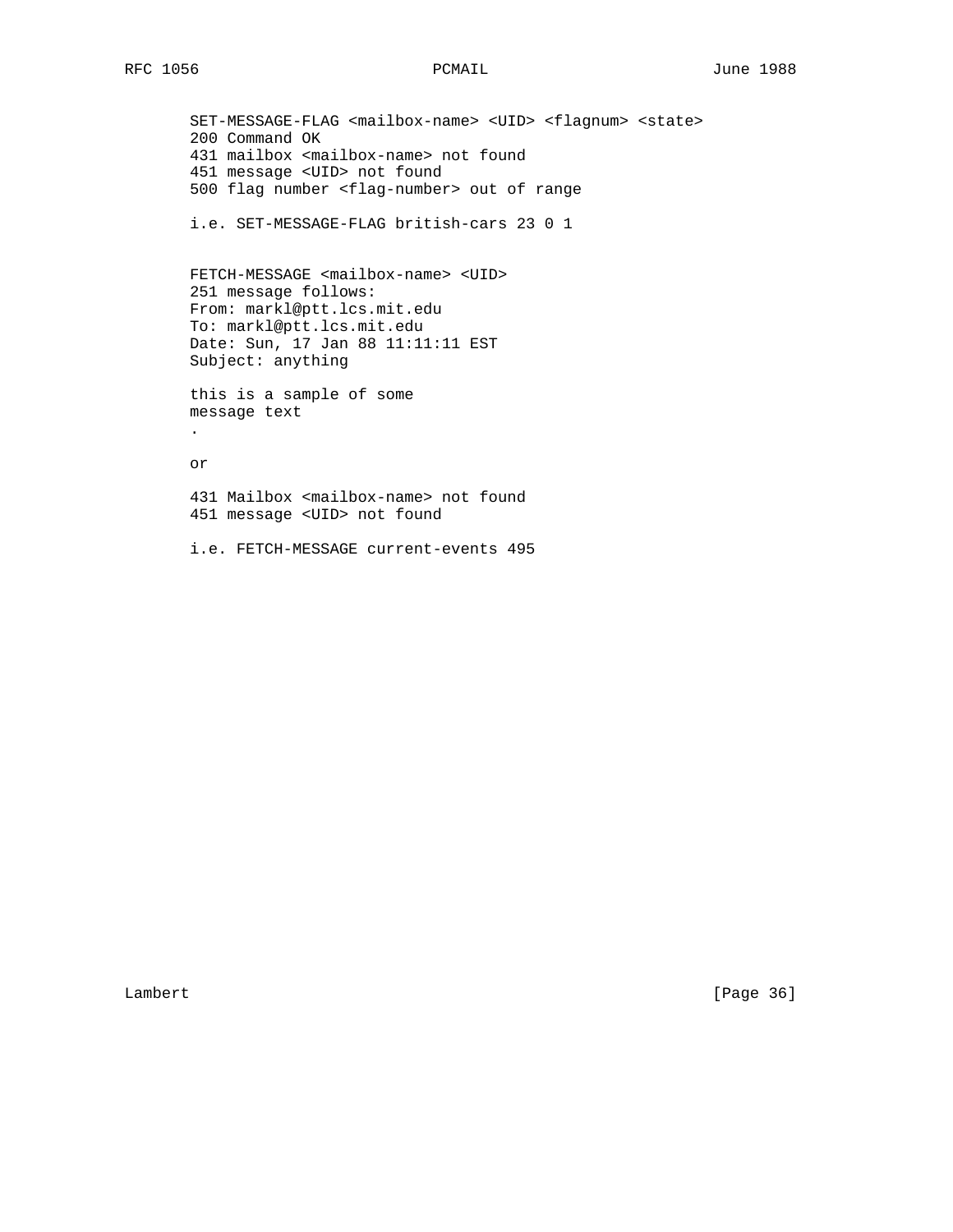```
SET-MESSAGE-FLAG <mailbox-name> <UID> <flagnum> <state>
200 Command OK
431 mailbox <mailbox-name> not found
451 message <UID> not found
500 flag number <flag-number> out of range

i.e. SET-MESSAGE-FLAG british-cars 23 0 1


FETCH-MESSAGE <mailbox-name> <UID>
251 message follows:
From: markl@ptt.lcs.mit.edu
To: markl@ptt.lcs.mit.edu
Date: Sun, 17 Jan 88 11:11:11 EST
Subject: anything

this is a sample of some
message text
.

or

431 Mailbox <mailbox-name> not found
451 message <UID> not found

i.e. FETCH-MESSAGE current-events 495
```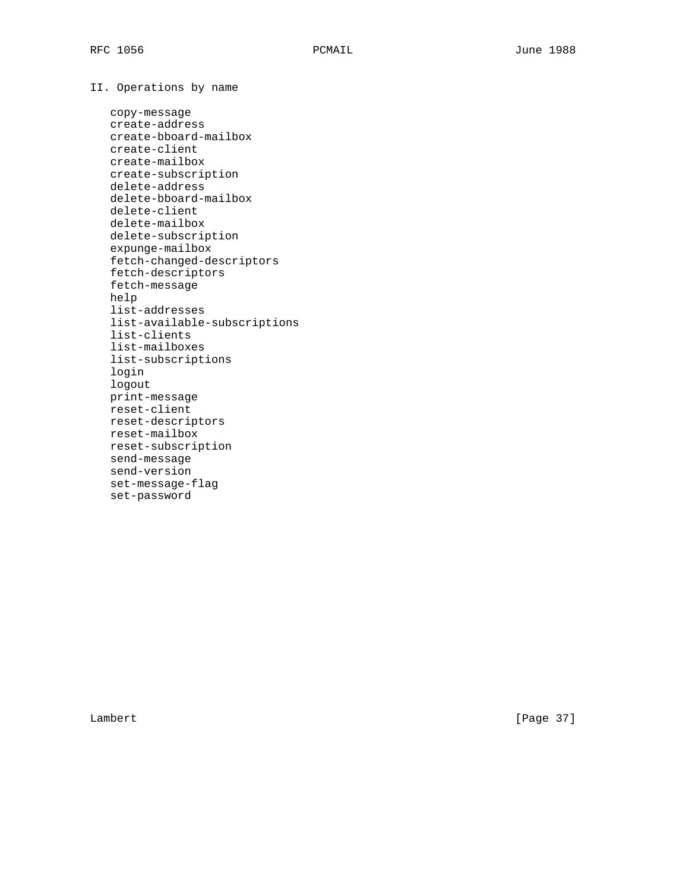## II. Operations by name

- copy-message
- create-address
- create-bboard-mailbox
- create-client
- create-mailbox
- create-subscription
- delete-address
- delete-bboard-mailbox
- delete-client
- delete-mailbox
- delete-subscription
- expunge-mailbox
- fetch-changed-descriptors
- fetch-descriptors
- fetch-message
- help
- list-addresses
- list-available-subscriptions
- list-clients
- list-mailboxes
- list-subscriptions
- login
- logout
- print-message
- reset-client
- reset-descriptors
- reset-mailbox
- reset-subscription
- send-message
- send-version
- set-message-flag
- set-password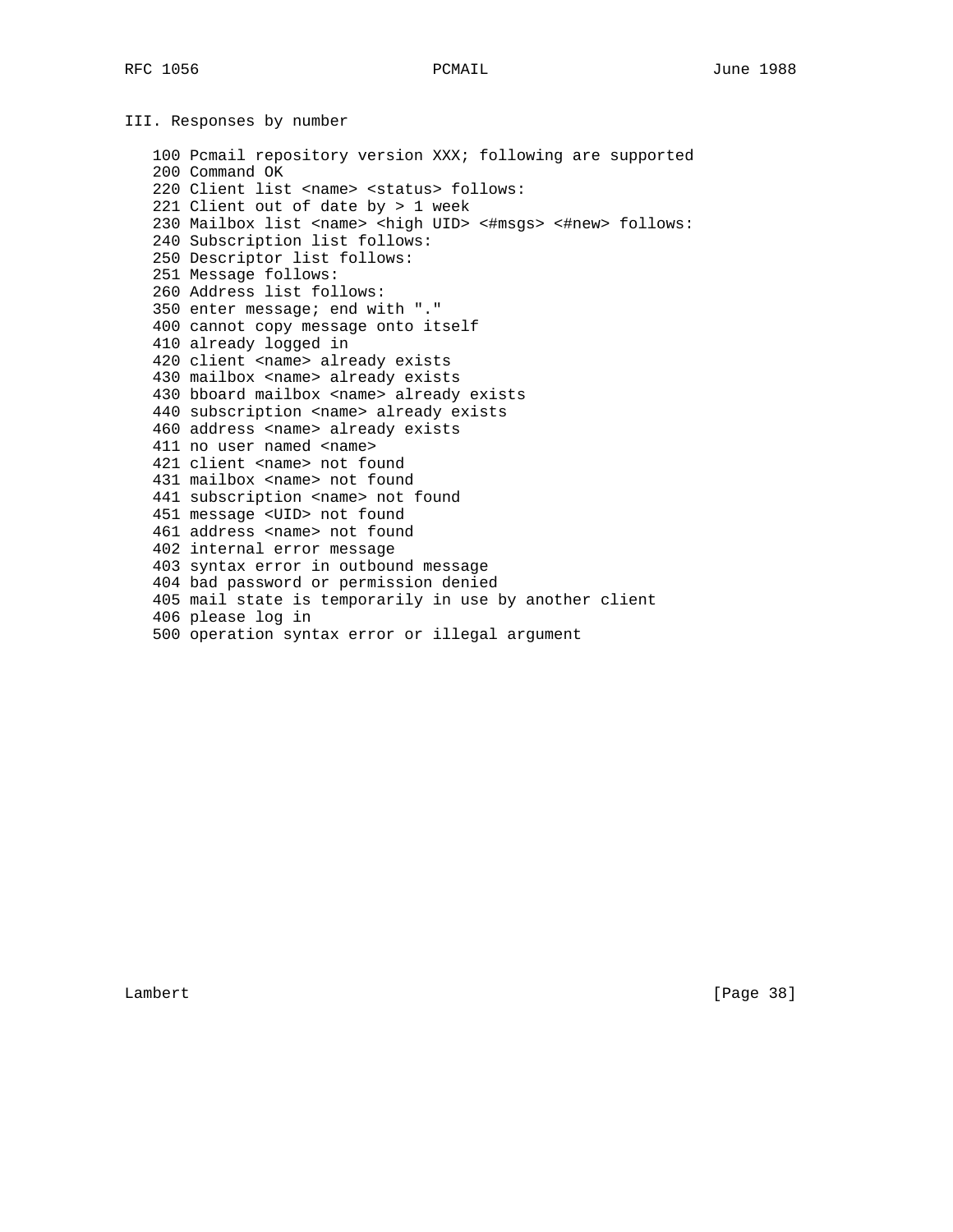## III. Responses by number

```
100 Pcmail repository version XXX; following are supported
200 Command OK
220 Client list <name> <status> follows:
221 Client out of date by > 1 week
230 Mailbox list <name> <high UID> <#msgs> <#new> follows:
240 Subscription list follows:
250 Descriptor list follows:
251 Message follows:
260 Address list follows:
350 enter message; end with "."
400 cannot copy message onto itself
410 already logged in
420 client <name> already exists
430 mailbox <name> already exists
430 bboard mailbox <name> already exists
440 subscription <name> already exists
460 address <name> already exists
411 no user named <name>
421 client <name> not found
431 mailbox <name> not found
441 subscription <name> not found
451 message <UID> not found
461 address <name> not found
402 internal error message
403 syntax error in outbound message
404 bad password or permission denied
405 mail state is temporarily in use by another client
406 please log in
500 operation syntax error or illegal argument
```